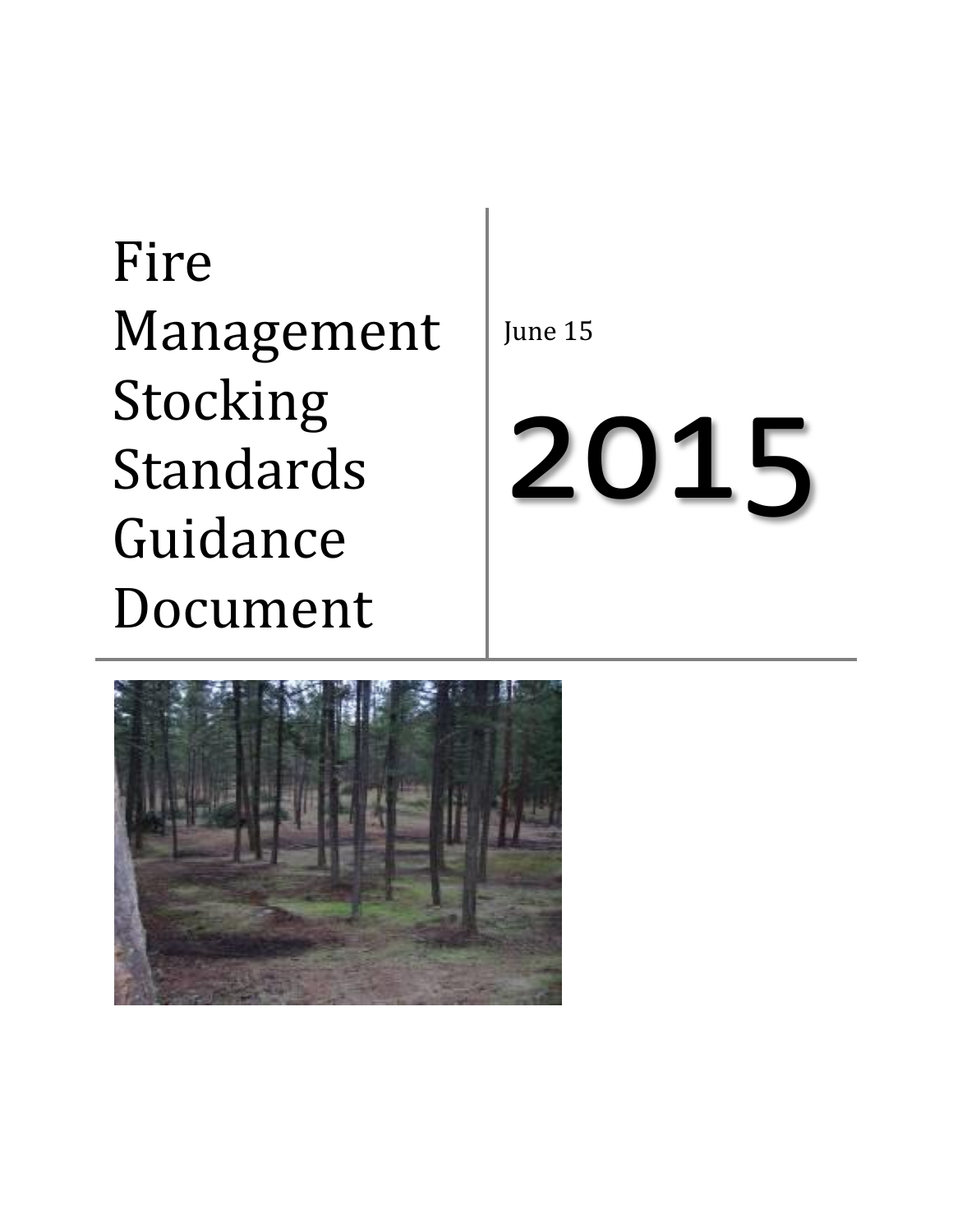# Fire Management Stocking Standards Guidance Document

June 15

2015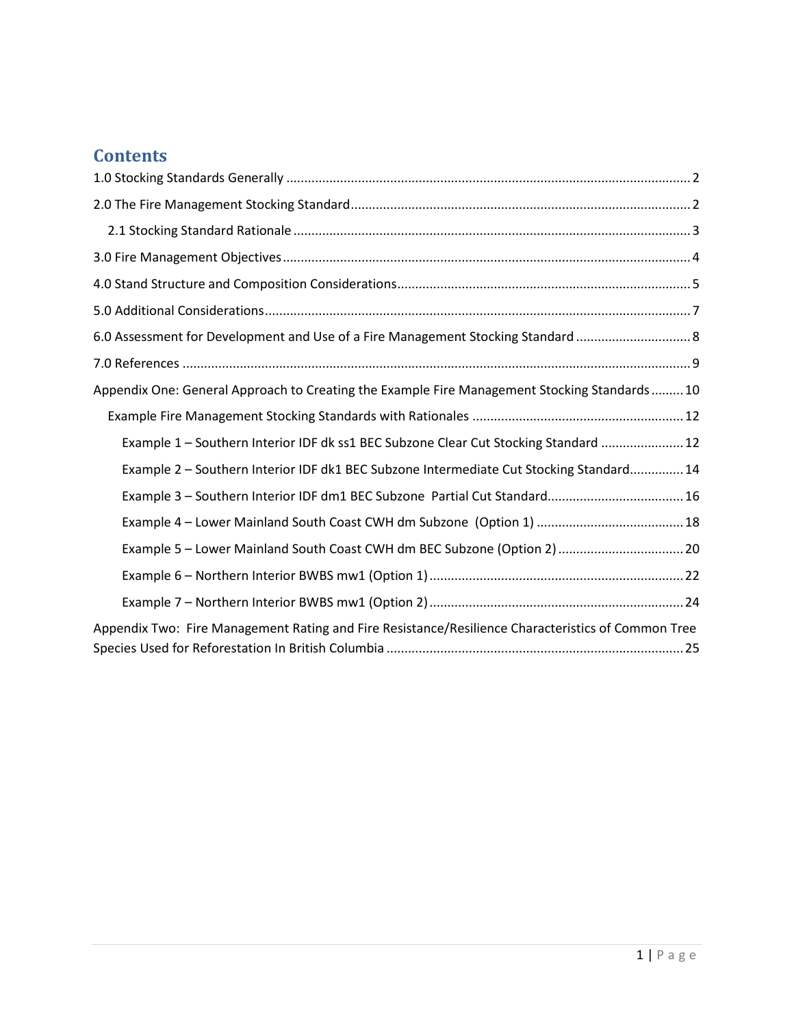# Contents

1.0 Stocking Standards Generally ........................................................................................................ 2

2.0 The Fire Management Stocking Standard ..................................................................................... 2

2.1 Stocking Standard Rationale ..................................................................................................... 3

3.0 Fire Management Objectives ........................................................................................................ 4

4.0 Stand Structure and Composition Considerations ......................................................................... 5

5.0 Additional Considerations ............................................................................................................. 7

6.0 Assessment for Development and Use of a Fire Management Stocking Standard ............................... 8

7.0 References .................................................................................................................................. 9

Appendix One: General Approach to Creating the Example Fire Management Stocking Standards ......... 10

Example Fire Management Stocking Standards with Rationales .......................................................... 12

Example 1 – Southern Interior IDF dk ss1 BEC Subzone Clear Cut Stocking Standard ....................... 12

Example 2 – Southern Interior IDF dk1 BEC Subzone Intermediate Cut Stocking Standard ............... 14

Example 3 – Southern Interior IDF dm1 BEC Subzone Partial Cut Standard ...................................... 16

Example 4 – Lower Mainland South Coast CWH dm Subzone (Option 1) ......................................... 18

Example 5 – Lower Mainland South Coast CWH dm BEC Subzone (Option 2) ................................... 20

Example 6 – Northern Interior BWBS mw1 (Option 1) ...................................................................... 22

Example 7 – Northern Interior BWBS mw1 (Option 2) ...................................................................... 24

Appendix Two: Fire Management Rating and Fire Resistance/Resilience Characteristics of Common Tree Species Used for Reforestation In British Columbia .................................................................................. 25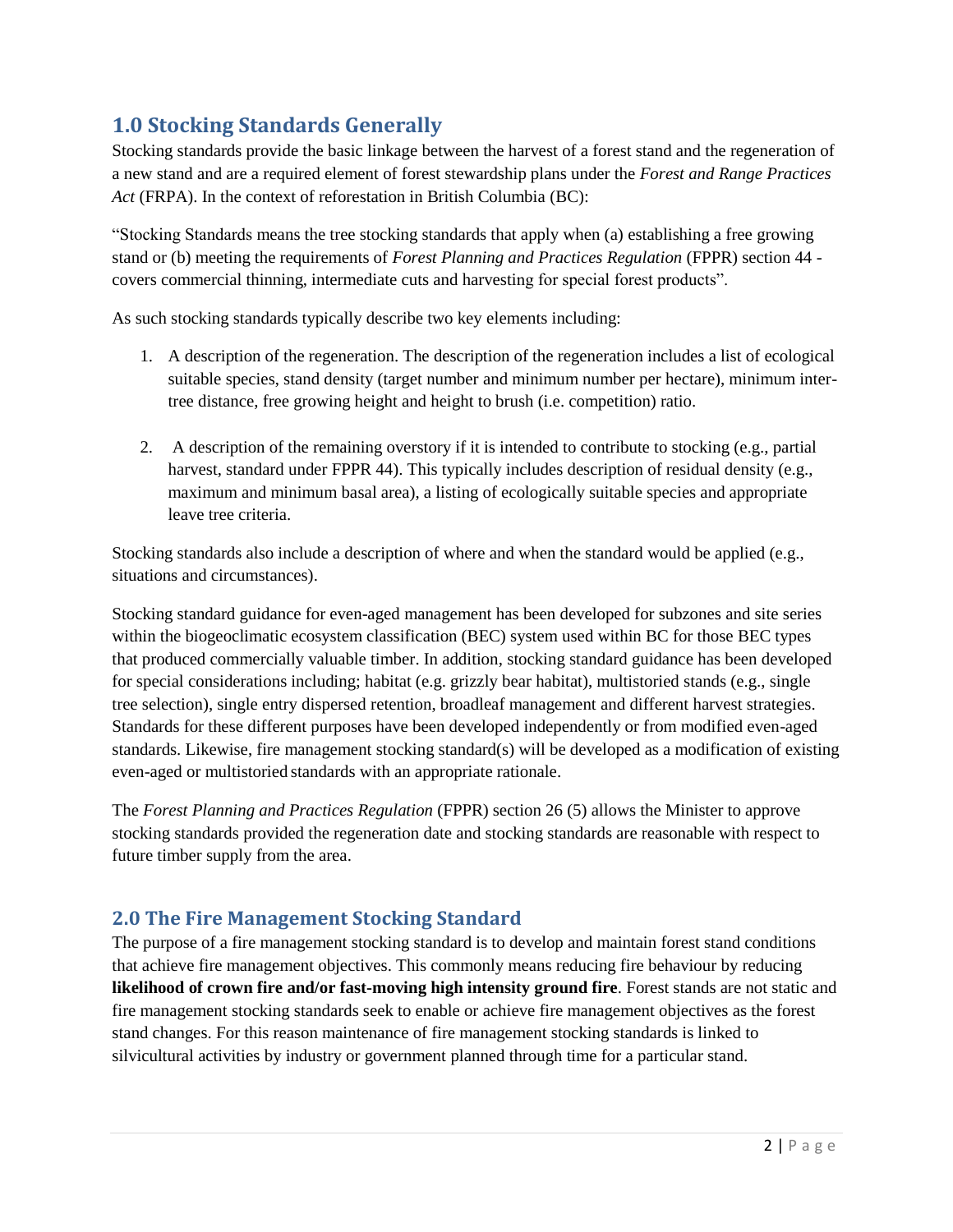## 1.0 Stocking Standards Generally

Stocking standards provide the basic linkage between the harvest of a forest stand and the regeneration of a new stand and are a required element of forest stewardship plans under the *Forest and Range Practices Act* (FRPA). In the context of reforestation in British Columbia (BC):

"Stocking Standards means the tree stocking standards that apply when (a) establishing a free growing stand or (b) meeting the requirements of *Forest Planning and Practices Regulation* (FPPR) section 44 - covers commercial thinning, intermediate cuts and harvesting for special forest products".

As such stocking standards typically describe two key elements including:

1. A description of the regeneration. The description of the regeneration includes a list of ecological suitable species, stand density (target number and minimum number per hectare), minimum inter-tree distance, free growing height and height to brush (i.e. competition) ratio.

2. A description of the remaining overstory if it is intended to contribute to stocking (e.g., partial harvest, standard under FPPR 44). This typically includes description of residual density (e.g., maximum and minimum basal area), a listing of ecologically suitable species and appropriate leave tree criteria.

Stocking standards also include a description of where and when the standard would be applied (e.g., situations and circumstances).

Stocking standard guidance for even-aged management has been developed for subzones and site series within the biogeoclimatic ecosystem classification (BEC) system used within BC for those BEC types that produced commercially valuable timber. In addition, stocking standard guidance has been developed for special considerations including; habitat (e.g. grizzly bear habitat), multistoried stands (e.g., single tree selection), single entry dispersed retention, broadleaf management and different harvest strategies. Standards for these different purposes have been developed independently or from modified even-aged standards. Likewise, fire management stocking standard(s) will be developed as a modification of existing even-aged or multistoried standards with an appropriate rationale.

The *Forest Planning and Practices Regulation* (FPPR) section 26 (5) allows the Minister to approve stocking standards provided the regeneration date and stocking standards are reasonable with respect to future timber supply from the area.

## 2.0 The Fire Management Stocking Standard

The purpose of a fire management stocking standard is to develop and maintain forest stand conditions that achieve fire management objectives. This commonly means reducing fire behaviour by reducing **likelihood of crown fire and/or fast-moving high intensity ground fire**. Forest stands are not static and fire management stocking standards seek to enable or achieve fire management objectives as the forest stand changes. For this reason maintenance of fire management stocking standards is linked to silvicultural activities by industry or government planned through time for a particular stand.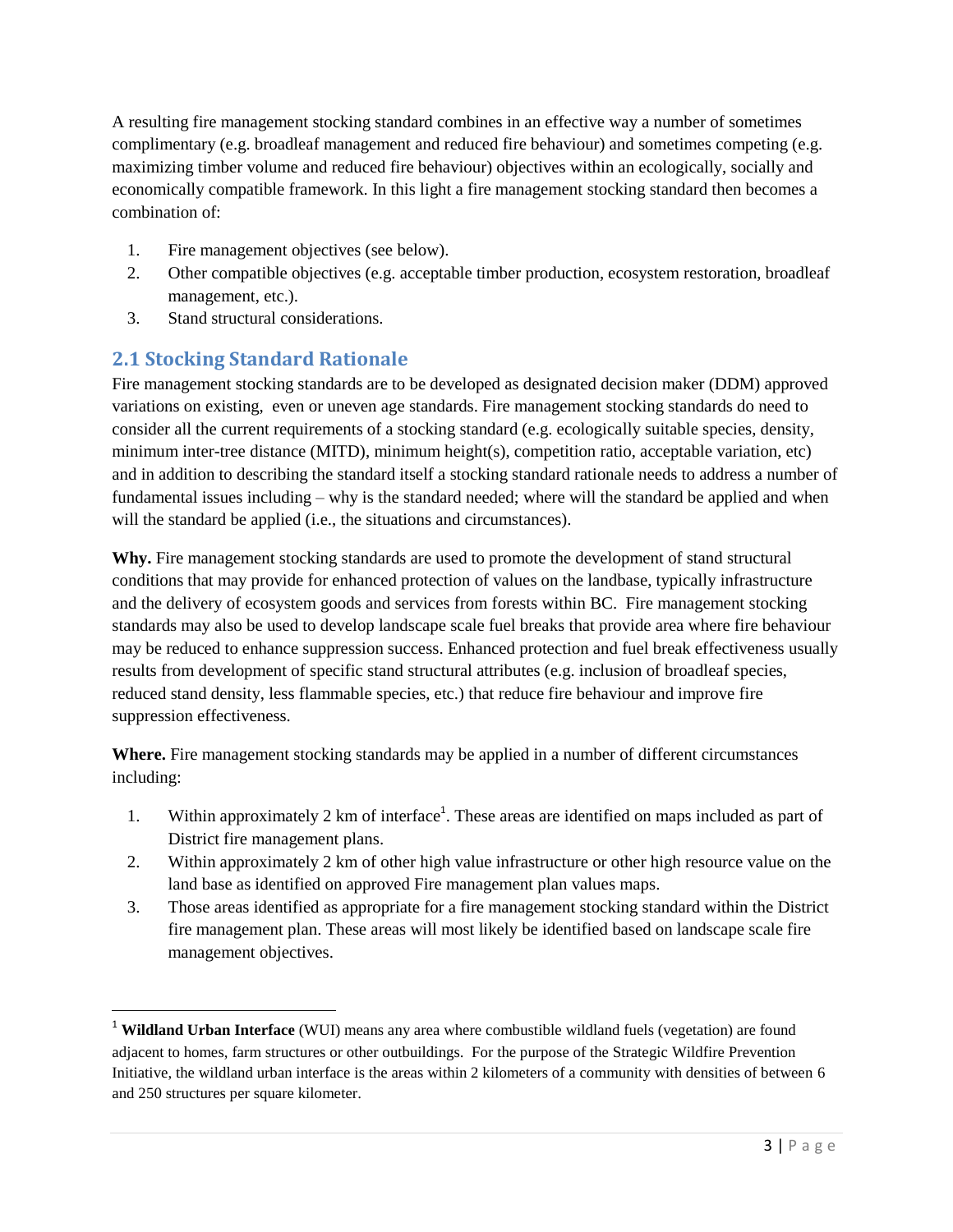A resulting fire management stocking standard combines in an effective way a number of sometimes complimentary (e.g. broadleaf management and reduced fire behaviour) and sometimes competing (e.g. maximizing timber volume and reduced fire behaviour) objectives within an ecologically, socially and economically compatible framework. In this light a fire management stocking standard then becomes a combination of:

1. Fire management objectives (see below).
2. Other compatible objectives (e.g. acceptable timber production, ecosystem restoration, broadleaf management, etc.).
3. Stand structural considerations.

## 2.1 Stocking Standard Rationale

Fire management stocking standards are to be developed as designated decision maker (DDM) approved variations on existing, even or uneven age standards. Fire management stocking standards do need to consider all the current requirements of a stocking standard (e.g. ecologically suitable species, density, minimum inter-tree distance (MITD), minimum height(s), competition ratio, acceptable variation, etc) and in addition to describing the standard itself a stocking standard rationale needs to address a number of fundamental issues including – why is the standard needed; where will the standard be applied and when will the standard be applied (i.e., the situations and circumstances).

**Why.** Fire management stocking standards are used to promote the development of stand structural conditions that may provide for enhanced protection of values on the landbase, typically infrastructure and the delivery of ecosystem goods and services from forests within BC. Fire management stocking standards may also be used to develop landscape scale fuel breaks that provide area where fire behaviour may be reduced to enhance suppression success. Enhanced protection and fuel break effectiveness usually results from development of specific stand structural attributes (e.g. inclusion of broadleaf species, reduced stand density, less flammable species, etc.) that reduce fire behaviour and improve fire suppression effectiveness.

**Where.** Fire management stocking standards may be applied in a number of different circumstances including:

1. Within approximately 2 km of interface[1]. These areas are identified on maps included as part of District fire management plans.
2. Within approximately 2 km of other high value infrastructure or other high resource value on the land base as identified on approved Fire management plan values maps.
3. Those areas identified as appropriate for a fire management stocking standard within the District fire management plan. These areas will most likely be identified based on landscape scale fire management objectives.

---

[1] **Wildland Urban Interface** (WUI) means any area where combustible wildland fuels (vegetation) are found adjacent to homes, farm structures or other outbuildings. For the purpose of the Strategic Wildfire Prevention Initiative, the wildland urban interface is the areas within 2 kilometers of a community with densities of between 6 and 250 structures per square kilometer.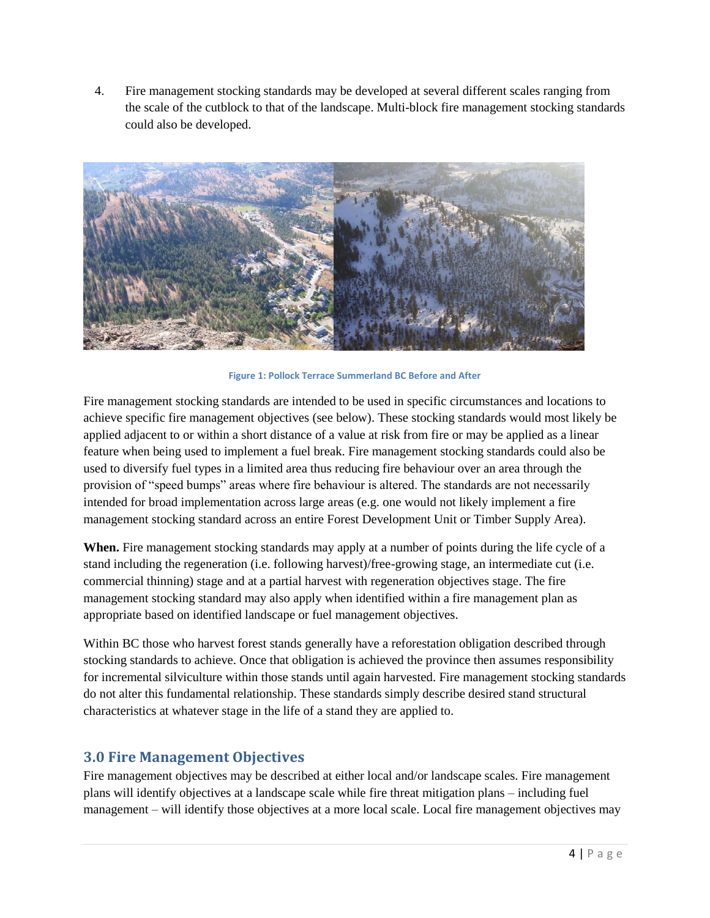4. Fire management stocking standards may be developed at several different scales ranging from the scale of the cutblock to that of the landscape. Multi-block fire management stocking standards could also be developed.

Figure 1: Pollock Terrace Summerland BC Before and After

Fire management stocking standards are intended to be used in specific circumstances and locations to achieve specific fire management objectives (see below). These stocking standards would most likely be applied adjacent to or within a short distance of a value at risk from fire or may be applied as a linear feature when being used to implement a fuel break. Fire management stocking standards could also be used to diversify fuel types in a limited area thus reducing fire behaviour over an area through the provision of "speed bumps" areas where fire behaviour is altered. The standards are not necessarily intended for broad implementation across large areas (e.g. one would not likely implement a fire management stocking standard across an entire Forest Development Unit or Timber Supply Area).

**When.** Fire management stocking standards may apply at a number of points during the life cycle of a stand including the regeneration (i.e. following harvest)/free-growing stage, an intermediate cut (i.e. commercial thinning) stage and at a partial harvest with regeneration objectives stage. The fire management stocking standard may also apply when identified within a fire management plan as appropriate based on identified landscape or fuel management objectives.

Within BC those who harvest forest stands generally have a reforestation obligation described through stocking standards to achieve. Once that obligation is achieved the province then assumes responsibility for incremental silviculture within those stands until again harvested. Fire management stocking standards do not alter this fundamental relationship. These standards simply describe desired stand structural characteristics at whatever stage in the life of a stand they are applied to.

## 3.0 Fire Management Objectives

Fire management objectives may be described at either local and/or landscape scales. Fire management plans will identify objectives at a landscape scale while fire threat mitigation plans – including fuel management – will identify those objectives at a more local scale. Local fire management objectives may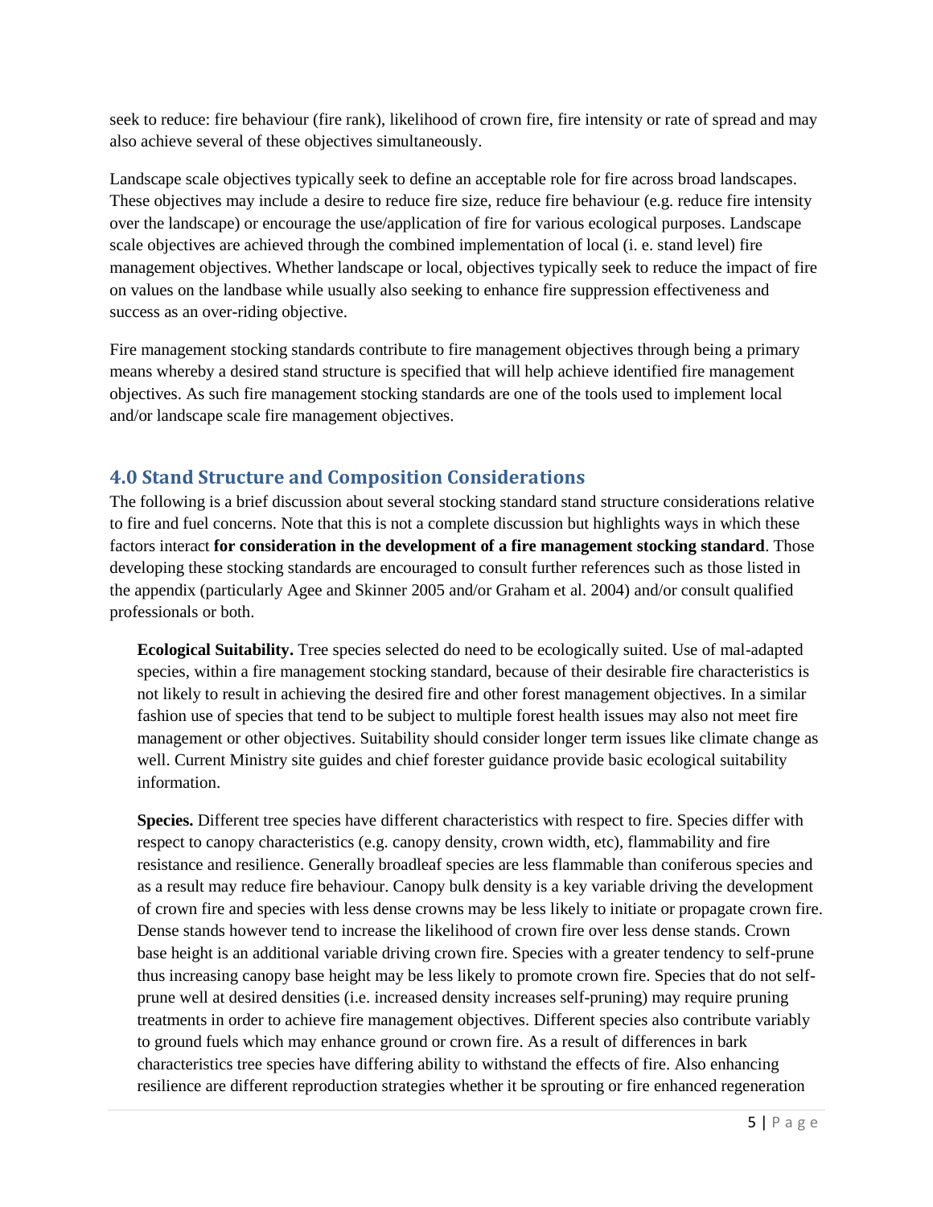seek to reduce: fire behaviour (fire rank), likelihood of crown fire, fire intensity or rate of spread and may also achieve several of these objectives simultaneously.

Landscape scale objectives typically seek to define an acceptable role for fire across broad landscapes. These objectives may include a desire to reduce fire size, reduce fire behaviour (e.g. reduce fire intensity over the landscape) or encourage the use/application of fire for various ecological purposes. Landscape scale objectives are achieved through the combined implementation of local (i. e. stand level) fire management objectives. Whether landscape or local, objectives typically seek to reduce the impact of fire on values on the landbase while usually also seeking to enhance fire suppression effectiveness and success as an over-riding objective.

Fire management stocking standards contribute to fire management objectives through being a primary means whereby a desired stand structure is specified that will help achieve identified fire management objectives. As such fire management stocking standards are one of the tools used to implement local and/or landscape scale fire management objectives.

## 4.0 Stand Structure and Composition Considerations

The following is a brief discussion about several stocking standard stand structure considerations relative to fire and fuel concerns. Note that this is not a complete discussion but highlights ways in which these factors interact **for consideration in the development of a fire management stocking standard**. Those developing these stocking standards are encouraged to consult further references such as those listed in the appendix (particularly Agee and Skinner 2005 and/or Graham et al. 2004) and/or consult qualified professionals or both.

**Ecological Suitability.** Tree species selected do need to be ecologically suited. Use of mal-adapted species, within a fire management stocking standard, because of their desirable fire characteristics is not likely to result in achieving the desired fire and other forest management objectives. In a similar fashion use of species that tend to be subject to multiple forest health issues may also not meet fire management or other objectives. Suitability should consider longer term issues like climate change as well. Current Ministry site guides and chief forester guidance provide basic ecological suitability information.

**Species.** Different tree species have different characteristics with respect to fire. Species differ with respect to canopy characteristics (e.g. canopy density, crown width, etc), flammability and fire resistance and resilience. Generally broadleaf species are less flammable than coniferous species and as a result may reduce fire behaviour. Canopy bulk density is a key variable driving the development of crown fire and species with less dense crowns may be less likely to initiate or propagate crown fire. Dense stands however tend to increase the likelihood of crown fire over less dense stands. Crown base height is an additional variable driving crown fire. Species with a greater tendency to self-prune thus increasing canopy base height may be less likely to promote crown fire. Species that do not self-prune well at desired densities (i.e. increased density increases self-pruning) may require pruning treatments in order to achieve fire management objectives. Different species also contribute variably to ground fuels which may enhance ground or crown fire. As a result of differences in bark characteristics tree species have differing ability to withstand the effects of fire. Also enhancing resilience are different reproduction strategies whether it be sprouting or fire enhanced regeneration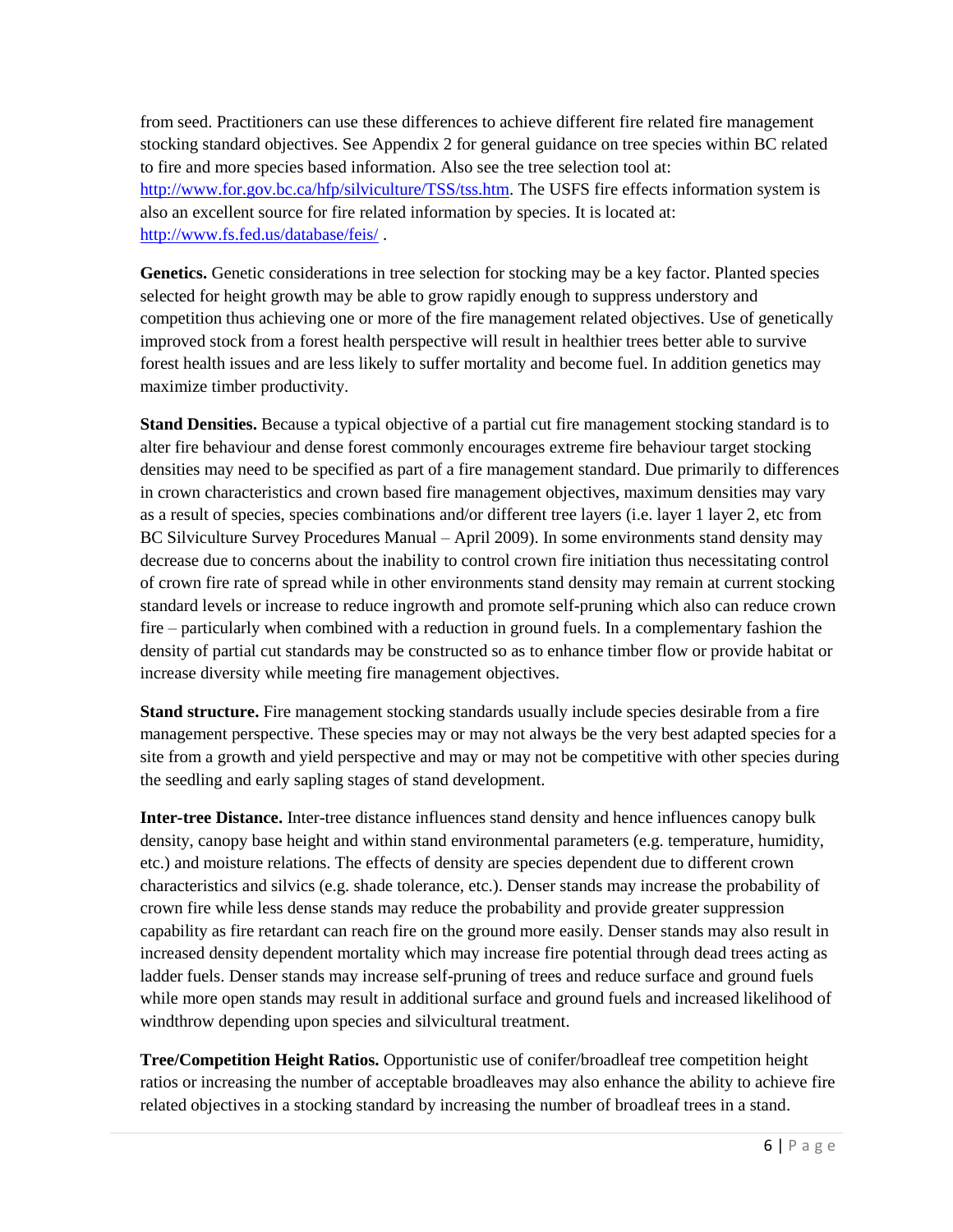from seed. Practitioners can use these differences to achieve different fire related fire management stocking standard objectives. See Appendix 2 for general guidance on tree species within BC related to fire and more species based information. Also see the tree selection tool at: http://www.for.gov.bc.ca/hfp/silviculture/TSS/tss.htm. The USFS fire effects information system is also an excellent source for fire related information by species. It is located at: http://www.fs.fed.us/database/feis/ .

**Genetics.** Genetic considerations in tree selection for stocking may be a key factor. Planted species selected for height growth may be able to grow rapidly enough to suppress understory and competition thus achieving one or more of the fire management related objectives. Use of genetically improved stock from a forest health perspective will result in healthier trees better able to survive forest health issues and are less likely to suffer mortality and become fuel. In addition genetics may maximize timber productivity.

**Stand Densities.** Because a typical objective of a partial cut fire management stocking standard is to alter fire behaviour and dense forest commonly encourages extreme fire behaviour target stocking densities may need to be specified as part of a fire management standard. Due primarily to differences in crown characteristics and crown based fire management objectives, maximum densities may vary as a result of species, species combinations and/or different tree layers (i.e. layer 1 layer 2, etc from BC Silviculture Survey Procedures Manual – April 2009). In some environments stand density may decrease due to concerns about the inability to control crown fire initiation thus necessitating control of crown fire rate of spread while in other environments stand density may remain at current stocking standard levels or increase to reduce ingrowth and promote self-pruning which also can reduce crown fire – particularly when combined with a reduction in ground fuels. In a complementary fashion the density of partial cut standards may be constructed so as to enhance timber flow or provide habitat or increase diversity while meeting fire management objectives.

**Stand structure.** Fire management stocking standards usually include species desirable from a fire management perspective. These species may or may not always be the very best adapted species for a site from a growth and yield perspective and may or may not be competitive with other species during the seedling and early sapling stages of stand development.

**Inter-tree Distance.** Inter-tree distance influences stand density and hence influences canopy bulk density, canopy base height and within stand environmental parameters (e.g. temperature, humidity, etc.) and moisture relations. The effects of density are species dependent due to different crown characteristics and silvics (e.g. shade tolerance, etc.). Denser stands may increase the probability of crown fire while less dense stands may reduce the probability and provide greater suppression capability as fire retardant can reach fire on the ground more easily. Denser stands may also result in increased density dependent mortality which may increase fire potential through dead trees acting as ladder fuels. Denser stands may increase self-pruning of trees and reduce surface and ground fuels while more open stands may result in additional surface and ground fuels and increased likelihood of windthrow depending upon species and silvicultural treatment.

**Tree/Competition Height Ratios.** Opportunistic use of conifer/broadleaf tree competition height ratios or increasing the number of acceptable broadleaves may also enhance the ability to achieve fire related objectives in a stocking standard by increasing the number of broadleaf trees in a stand.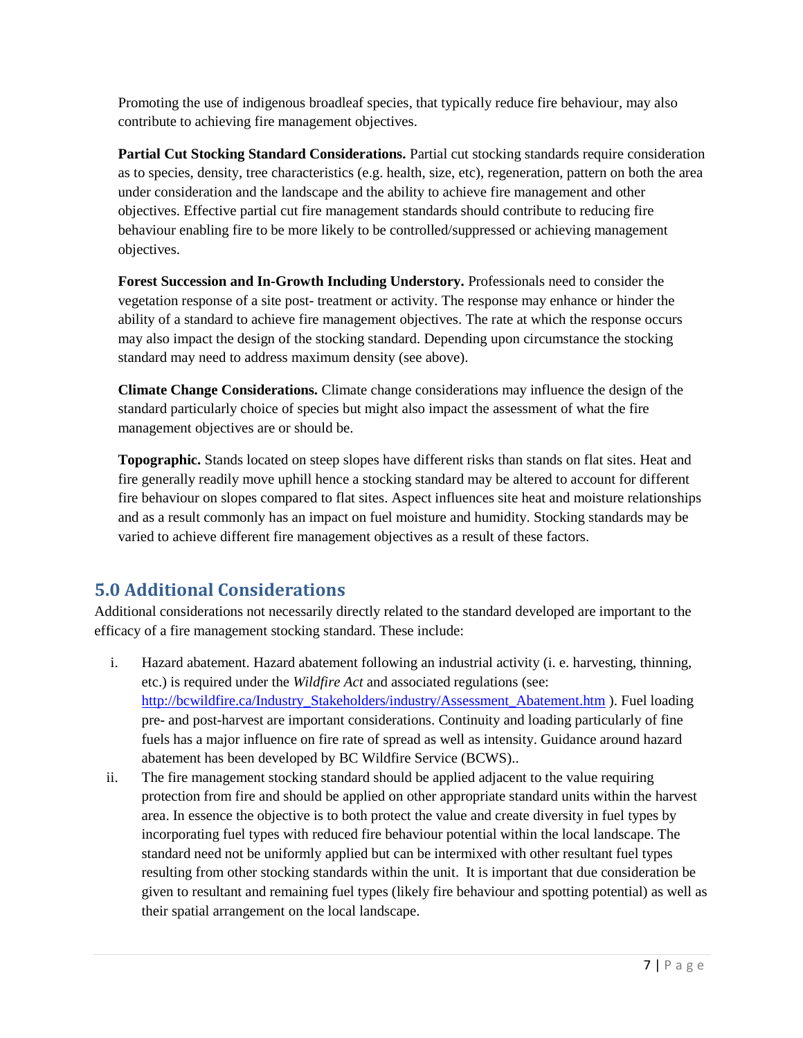Promoting the use of indigenous broadleaf species, that typically reduce fire behaviour, may also contribute to achieving fire management objectives.

**Partial Cut Stocking Standard Considerations.** Partial cut stocking standards require consideration as to species, density, tree characteristics (e.g. health, size, etc), regeneration, pattern on both the area under consideration and the landscape and the ability to achieve fire management and other objectives. Effective partial cut fire management standards should contribute to reducing fire behaviour enabling fire to be more likely to be controlled/suppressed or achieving management objectives.

**Forest Succession and In-Growth Including Understory.** Professionals need to consider the vegetation response of a site post- treatment or activity. The response may enhance or hinder the ability of a standard to achieve fire management objectives. The rate at which the response occurs may also impact the design of the stocking standard. Depending upon circumstance the stocking standard may need to address maximum density (see above).

**Climate Change Considerations.** Climate change considerations may influence the design of the standard particularly choice of species but might also impact the assessment of what the fire management objectives are or should be.

**Topographic.** Stands located on steep slopes have different risks than stands on flat sites. Heat and fire generally readily move uphill hence a stocking standard may be altered to account for different fire behaviour on slopes compared to flat sites. Aspect influences site heat and moisture relationships and as a result commonly has an impact on fuel moisture and humidity. Stocking standards may be varied to achieve different fire management objectives as a result of these factors.

## 5.0 Additional Considerations

Additional considerations not necessarily directly related to the standard developed are important to the efficacy of a fire management stocking standard. These include:

i. Hazard abatement. Hazard abatement following an industrial activity (i. e. harvesting, thinning, etc.) is required under the *Wildfire Act* and associated regulations (see: http://bcwildfire.ca/Industry_Stakeholders/industry/Assessment_Abatement.htm ). Fuel loading pre- and post-harvest are important considerations. Continuity and loading particularly of fine fuels has a major influence on fire rate of spread as well as intensity. Guidance around hazard abatement has been developed by BC Wildfire Service (BCWS)..

ii. The fire management stocking standard should be applied adjacent to the value requiring protection from fire and should be applied on other appropriate standard units within the harvest area. In essence the objective is to both protect the value and create diversity in fuel types by incorporating fuel types with reduced fire behaviour potential within the local landscape. The standard need not be uniformly applied but can be intermixed with other resultant fuel types resulting from other stocking standards within the unit. It is important that due consideration be given to resultant and remaining fuel types (likely fire behaviour and spotting potential) as well as their spatial arrangement on the local landscape.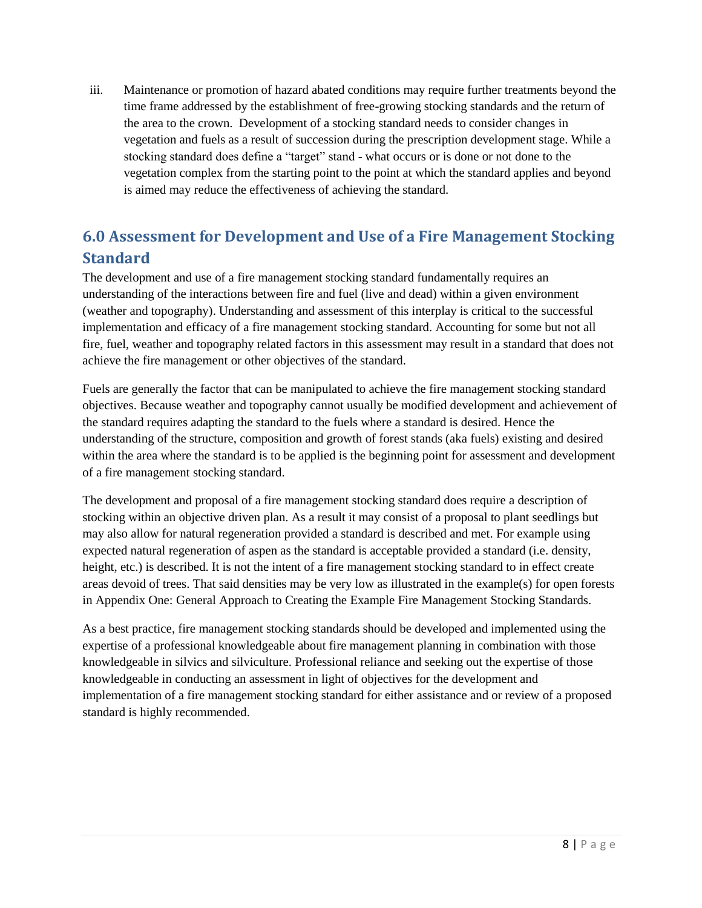iii. Maintenance or promotion of hazard abated conditions may require further treatments beyond the time frame addressed by the establishment of free-growing stocking standards and the return of the area to the crown. Development of a stocking standard needs to consider changes in vegetation and fuels as a result of succession during the prescription development stage. While a stocking standard does define a "target" stand - what occurs or is done or not done to the vegetation complex from the starting point to the point at which the standard applies and beyond is aimed may reduce the effectiveness of achieving the standard.

## 6.0 Assessment for Development and Use of a Fire Management Stocking Standard

The development and use of a fire management stocking standard fundamentally requires an understanding of the interactions between fire and fuel (live and dead) within a given environment (weather and topography). Understanding and assessment of this interplay is critical to the successful implementation and efficacy of a fire management stocking standard. Accounting for some but not all fire, fuel, weather and topography related factors in this assessment may result in a standard that does not achieve the fire management or other objectives of the standard.

Fuels are generally the factor that can be manipulated to achieve the fire management stocking standard objectives. Because weather and topography cannot usually be modified development and achievement of the standard requires adapting the standard to the fuels where a standard is desired. Hence the understanding of the structure, composition and growth of forest stands (aka fuels) existing and desired within the area where the standard is to be applied is the beginning point for assessment and development of a fire management stocking standard.

The development and proposal of a fire management stocking standard does require a description of stocking within an objective driven plan. As a result it may consist of a proposal to plant seedlings but may also allow for natural regeneration provided a standard is described and met. For example using expected natural regeneration of aspen as the standard is acceptable provided a standard (i.e. density, height, etc.) is described. It is not the intent of a fire management stocking standard to in effect create areas devoid of trees. That said densities may be very low as illustrated in the example(s) for open forests in Appendix One: General Approach to Creating the Example Fire Management Stocking Standards.

As a best practice, fire management stocking standards should be developed and implemented using the expertise of a professional knowledgeable about fire management planning in combination with those knowledgeable in silvics and silviculture. Professional reliance and seeking out the expertise of those knowledgeable in conducting an assessment in light of objectives for the development and implementation of a fire management stocking standard for either assistance and or review of a proposed standard is highly recommended.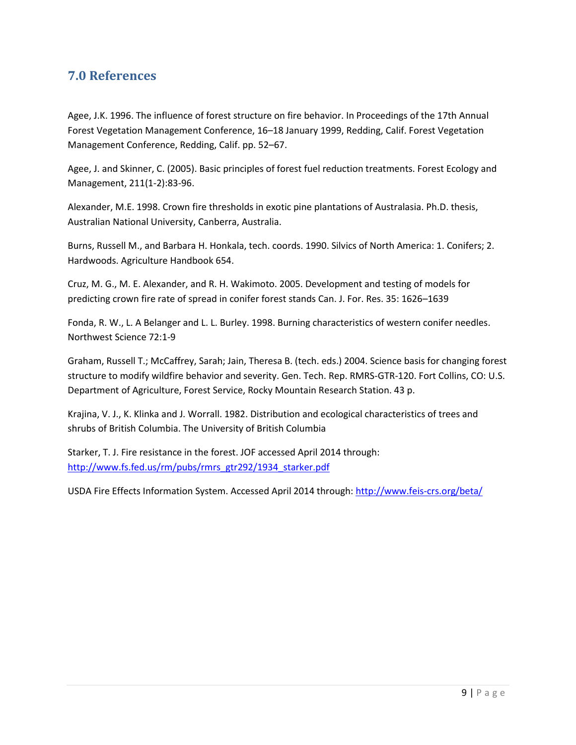## 7.0 References

Agee, J.K. 1996. The influence of forest structure on fire behavior. In Proceedings of the 17th Annual Forest Vegetation Management Conference, 16–18 January 1999, Redding, Calif. Forest Vegetation Management Conference, Redding, Calif. pp. 52–67.

Agee, J. and Skinner, C. (2005). Basic principles of forest fuel reduction treatments. Forest Ecology and Management, 211(1-2):83-96.

Alexander, M.E. 1998. Crown fire thresholds in exotic pine plantations of Australasia. Ph.D. thesis, Australian National University, Canberra, Australia.

Burns, Russell M., and Barbara H. Honkala, tech. coords. 1990. Silvics of North America: 1. Conifers; 2. Hardwoods. Agriculture Handbook 654.

Cruz, M. G., M. E. Alexander, and R. H. Wakimoto. 2005. Development and testing of models for predicting crown fire rate of spread in conifer forest stands Can. J. For. Res. 35: 1626–1639

Fonda, R. W., L. A Belanger and L. L. Burley. 1998. Burning characteristics of western conifer needles. Northwest Science 72:1-9

Graham, Russell T.; McCaffrey, Sarah; Jain, Theresa B. (tech. eds.) 2004. Science basis for changing forest structure to modify wildfire behavior and severity. Gen. Tech. Rep. RMRS-GTR-120. Fort Collins, CO: U.S. Department of Agriculture, Forest Service, Rocky Mountain Research Station. 43 p.

Krajina, V. J., K. Klinka and J. Worrall. 1982. Distribution and ecological characteristics of trees and shrubs of British Columbia. The University of British Columbia

Starker, T. J. Fire resistance in the forest. JOF accessed April 2014 through: http://www.fs.fed.us/rm/pubs/rmrs_gtr292/1934_starker.pdf

USDA Fire Effects Information System. Accessed April 2014 through: http://www.feis-crs.org/beta/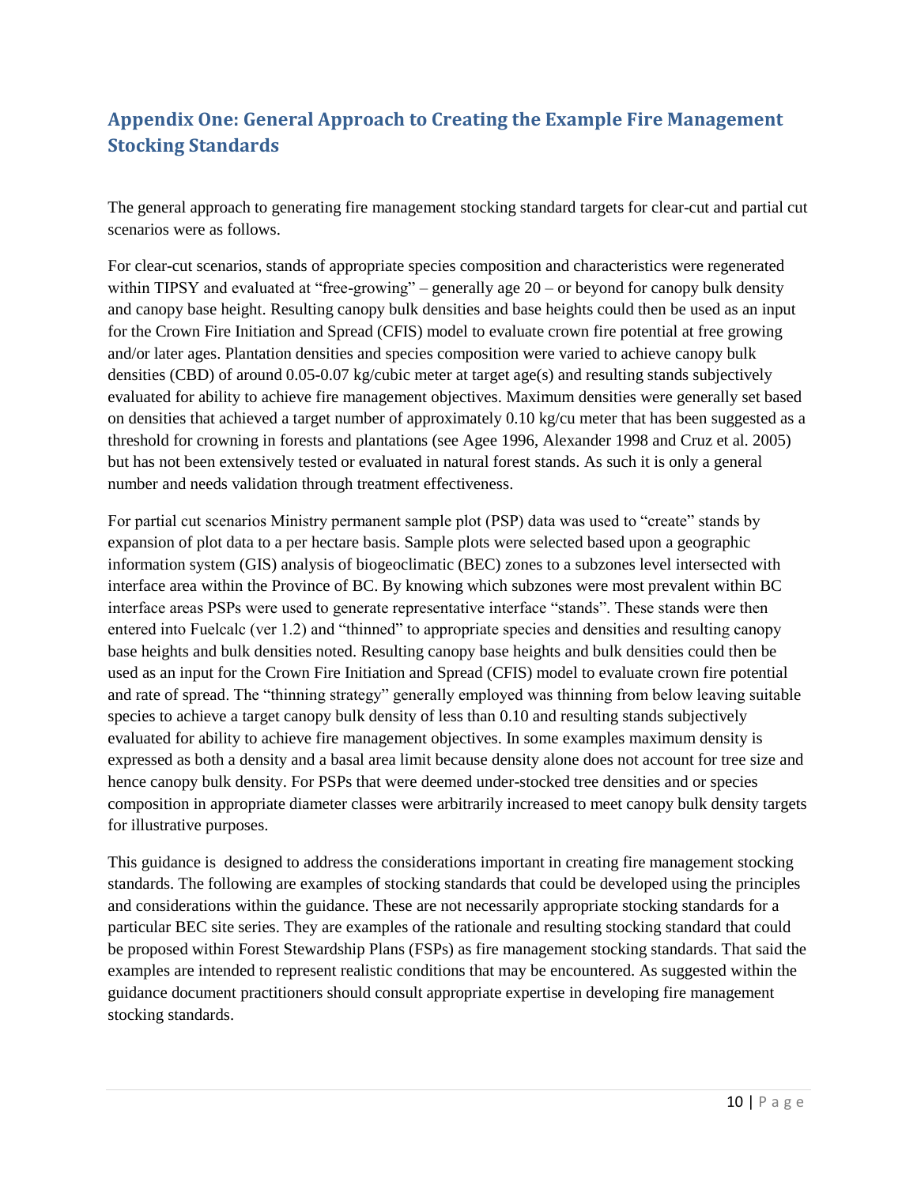## Appendix One: General Approach to Creating the Example Fire Management Stocking Standards

The general approach to generating fire management stocking standard targets for clear-cut and partial cut scenarios were as follows.

For clear-cut scenarios, stands of appropriate species composition and characteristics were regenerated within TIPSY and evaluated at "free-growing" – generally age 20 – or beyond for canopy bulk density and canopy base height. Resulting canopy bulk densities and base heights could then be used as an input for the Crown Fire Initiation and Spread (CFIS) model to evaluate crown fire potential at free growing and/or later ages. Plantation densities and species composition were varied to achieve canopy bulk densities (CBD) of around 0.05-0.07 kg/cubic meter at target age(s) and resulting stands subjectively evaluated for ability to achieve fire management objectives. Maximum densities were generally set based on densities that achieved a target number of approximately 0.10 kg/cu meter that has been suggested as a threshold for crowning in forests and plantations (see Agee 1996, Alexander 1998 and Cruz et al. 2005) but has not been extensively tested or evaluated in natural forest stands. As such it is only a general number and needs validation through treatment effectiveness.

For partial cut scenarios Ministry permanent sample plot (PSP) data was used to "create" stands by expansion of plot data to a per hectare basis. Sample plots were selected based upon a geographic information system (GIS) analysis of biogeoclimatic (BEC) zones to a subzones level intersected with interface area within the Province of BC. By knowing which subzones were most prevalent within BC interface areas PSPs were used to generate representative interface "stands". These stands were then entered into Fuelcalc (ver 1.2) and "thinned" to appropriate species and densities and resulting canopy base heights and bulk densities noted. Resulting canopy base heights and bulk densities could then be used as an input for the Crown Fire Initiation and Spread (CFIS) model to evaluate crown fire potential and rate of spread. The "thinning strategy" generally employed was thinning from below leaving suitable species to achieve a target canopy bulk density of less than 0.10 and resulting stands subjectively evaluated for ability to achieve fire management objectives. In some examples maximum density is expressed as both a density and a basal area limit because density alone does not account for tree size and hence canopy bulk density. For PSPs that were deemed under-stocked tree densities and or species composition in appropriate diameter classes were arbitrarily increased to meet canopy bulk density targets for illustrative purposes.

This guidance is designed to address the considerations important in creating fire management stocking standards. The following are examples of stocking standards that could be developed using the principles and considerations within the guidance. These are not necessarily appropriate stocking standards for a particular BEC site series. They are examples of the rationale and resulting stocking standard that could be proposed within Forest Stewardship Plans (FSPs) as fire management stocking standards. That said the examples are intended to represent realistic conditions that may be encountered. As suggested within the guidance document practitioners should consult appropriate expertise in developing fire management stocking standards.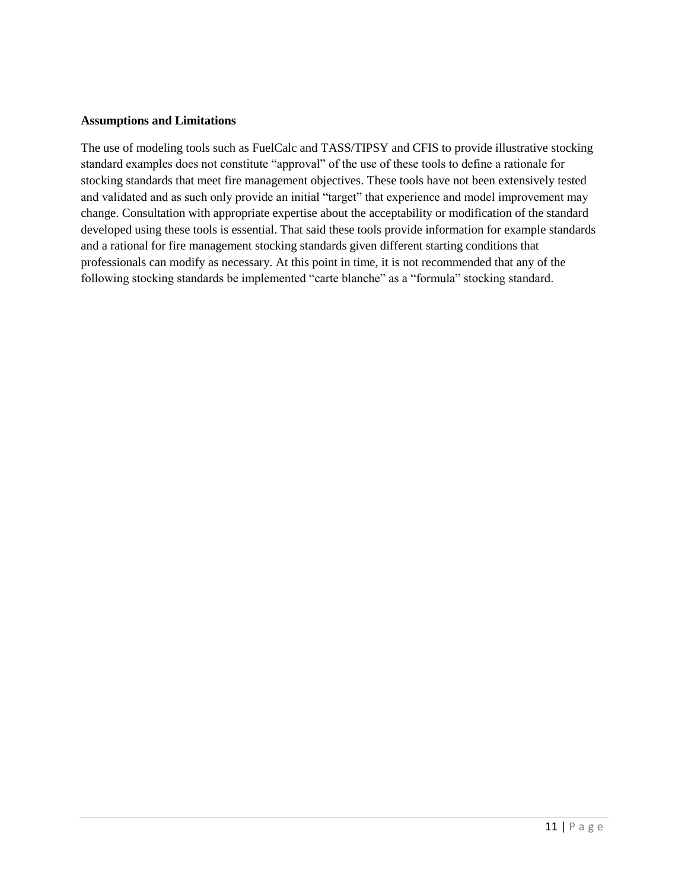**Assumptions and Limitations**

The use of modeling tools such as FuelCalc and TASS/TIPSY and CFIS to provide illustrative stocking standard examples does not constitute "approval" of the use of these tools to define a rationale for stocking standards that meet fire management objectives. These tools have not been extensively tested and validated and as such only provide an initial "target" that experience and model improvement may change. Consultation with appropriate expertise about the acceptability or modification of the standard developed using these tools is essential. That said these tools provide information for example standards and a rational for fire management stocking standards given different starting conditions that professionals can modify as necessary. At this point in time, it is not recommended that any of the following stocking standards be implemented "carte blanche" as a "formula" stocking standard.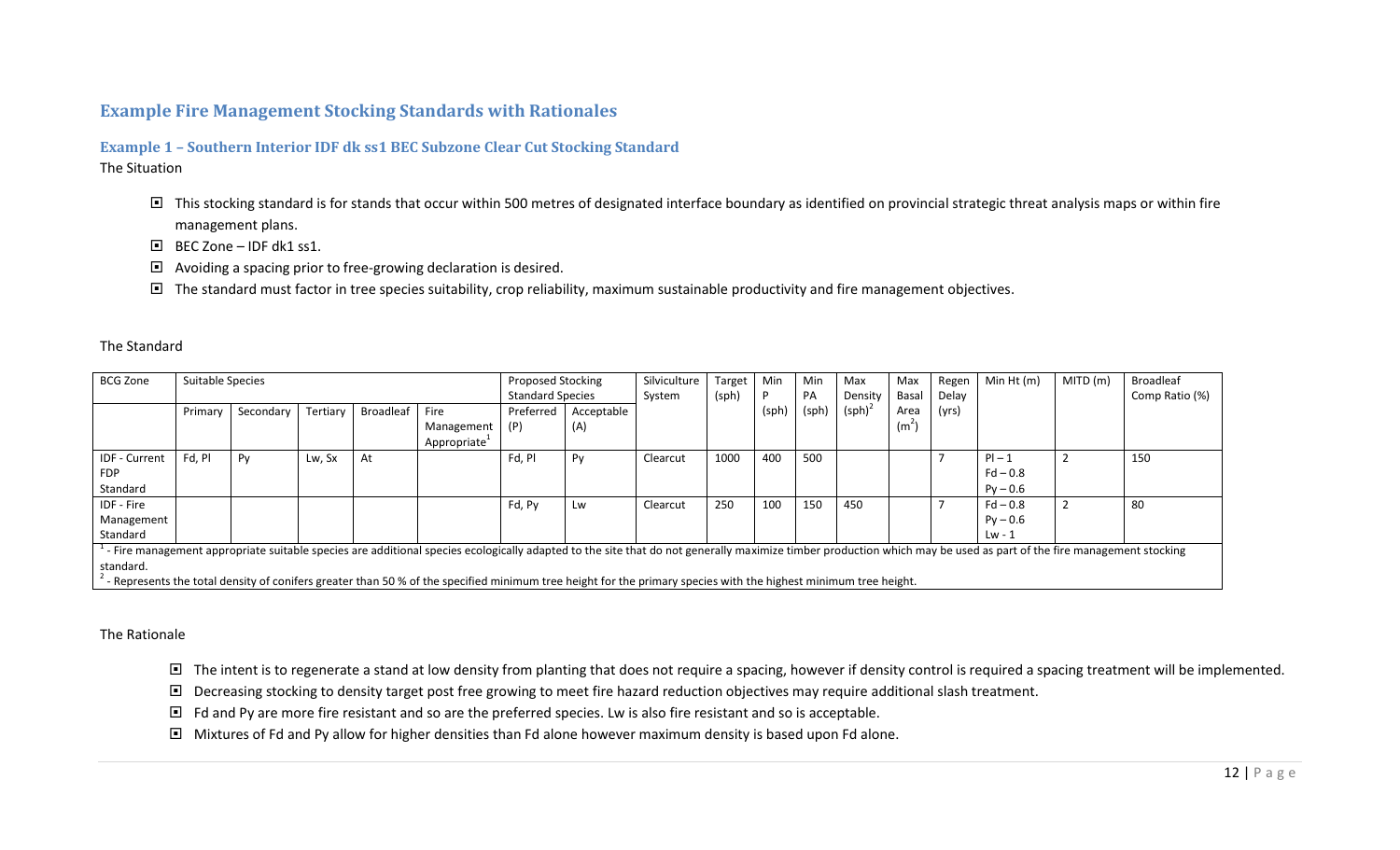## Example Fire Management Stocking Standards with Rationales

### Example 1 – Southern Interior IDF dk ss1 BEC Subzone Clear Cut Stocking Standard

The Situation

- This stocking standard is for stands that occur within 500 metres of designated interface boundary as identified on provincial strategic threat analysis maps or within fire management plans.
- BEC Zone – IDF dk1 ss1.
- Avoiding a spacing prior to free-growing declaration is desired.
- The standard must factor in tree species suitability, crop reliability, maximum sustainable productivity and fire management objectives.

The Standard

| BCG Zone | Suitable Species | | | | | Proposed Stocking Standard Species | | Silviculture System | Target (sph) | Min P (sph) | Min PA (sph) | Max Density (sph)[2] | Max Basal Area ($m^2$) | Regen Delay (yrs) | Min Ht (m) | MITD (m) | Broadleaf Comp Ratio (%) |
|---|---|---|---|---|---|---|---|---|---|---|---|---|---|---|---|---|---|
| | Primary | Secondary | Tertiary | Broadleaf | Fire Management Appropriate[1] | Preferred (P) | Acceptable (A) | | | | | | | | | | |
| IDF - Current FDP Standard | Fd, Pl | Py | Lw, Sx | At | | Fd, Pl | Py | Clearcut | 1000 | 400 | 500 | | | 7 | Pl – 1<br>Fd – 0.8<br>Py – 0.6 | 2 | 150 |
| IDF - Fire Management Standard | | | | | | Fd, Py | Lw | Clearcut | 250 | 100 | 150 | 450 | | 7 | Fd – 0.8<br>Py – 0.6<br>Lw - 1 | 2 | 80 |

[1] - Fire management appropriate suitable species are additional species ecologically adapted to the site that do not generally maximize timber production which may be used as part of the fire management stocking standard.

[2] - Represents the total density of conifers greater than 50 % of the specified minimum tree height for the primary species with the highest minimum tree height.

The Rationale

- The intent is to regenerate a stand at low density from planting that does not require a spacing, however if density control is required a spacing treatment will be implemented.
- Decreasing stocking to density target post free growing to meet fire hazard reduction objectives may require additional slash treatment.
- Fd and Py are more fire resistant and so are the preferred species. Lw is also fire resistant and so is acceptable.
- Mixtures of Fd and Py allow for higher densities than Fd alone however maximum density is based upon Fd alone.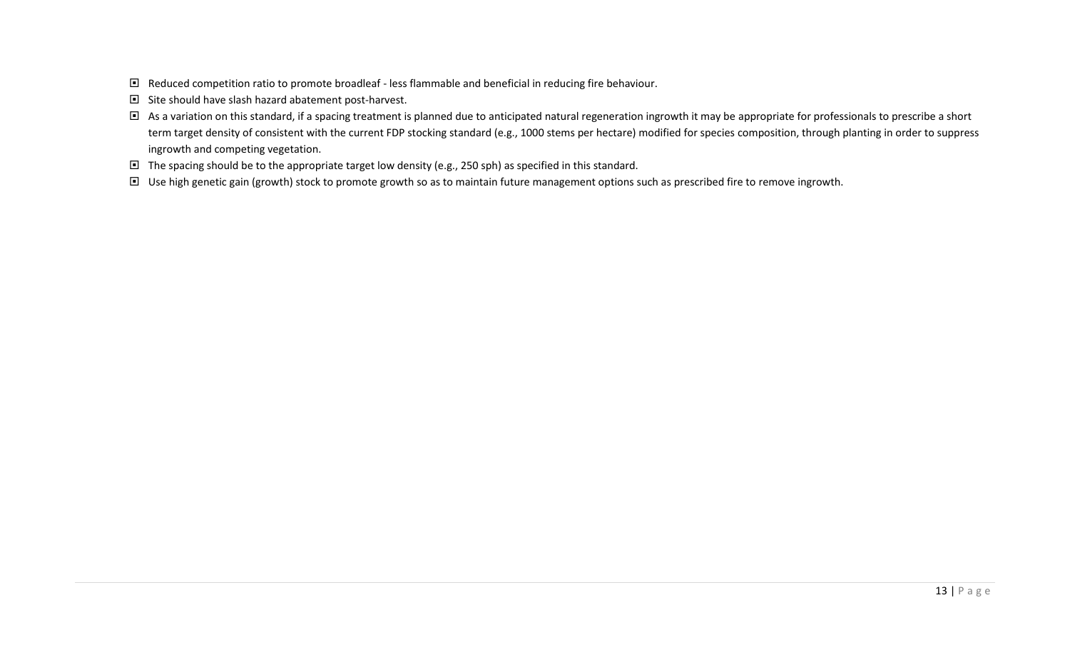- Reduced competition ratio to promote broadleaf - less flammable and beneficial in reducing fire behaviour.
- Site should have slash hazard abatement post-harvest.
- As a variation on this standard, if a spacing treatment is planned due to anticipated natural regeneration ingrowth it may be appropriate for professionals to prescribe a short term target density of consistent with the current FDP stocking standard (e.g., 1000 stems per hectare) modified for species composition, through planting in order to suppress ingrowth and competing vegetation.
- The spacing should be to the appropriate target low density (e.g., 250 sph) as specified in this standard.
- Use high genetic gain (growth) stock to promote growth so as to maintain future management options such as prescribed fire to remove ingrowth.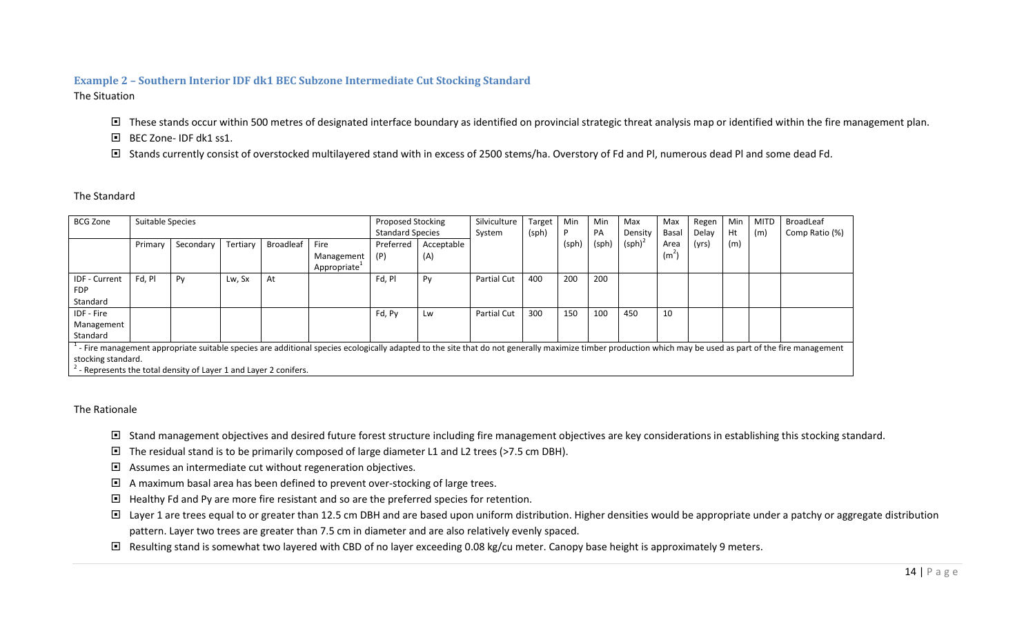### Example 2 – Southern Interior IDF dk1 BEC Subzone Intermediate Cut Stocking Standard

The Situation

- These stands occur within 500 metres of designated interface boundary as identified on provincial strategic threat analysis map or identified within the fire management plan.
- BEC Zone- IDF dk1 ss1.
- Stands currently consist of overstocked multilayered stand with in excess of 2500 stems/ha. Overstory of Fd and Pl, numerous dead Pl and some dead Fd.

The Standard

| BCG Zone | Suitable Species | | | | | Proposed Stocking Standard Species | | Silviculture System | Target (sph) | Min P (sph) | Min PA (sph) | Max Density (sph)[2] | Max Basal Area ($m^2$) | Regen Delay (yrs) | Min Ht (m) | MITD (m) | BroadLeaf Comp Ratio (%) |
|---|---|---|---|---|---|---|---|---|---|---|---|---|---|---|---|---|---|
| | Primary | Secondary | Tertiary | Broadleaf | Fire Management Appropriate[1] | Preferred (P) | Acceptable (A) | | | | | | | | | | |
| IDF - Current FDP Standard | Fd, Pl | Py | Lw, Sx | At | | Fd, Pl | Py | Partial Cut | 400 | 200 | 200 | | | | | | |
| IDF - Fire Management Standard | | | | | | Fd, Py | Lw | Partial Cut | 300 | 150 | 100 | 450 | 10 | | | | |

[1] - Fire management appropriate suitable species are additional species ecologically adapted to the site that do not generally maximize timber production which may be used as part of the fire management stocking standard.
[2] - Represents the total density of Layer 1 and Layer 2 conifers.

The Rationale

- Stand management objectives and desired future forest structure including fire management objectives are key considerations in establishing this stocking standard.
- The residual stand is to be primarily composed of large diameter L1 and L2 trees (>7.5 cm DBH).
- Assumes an intermediate cut without regeneration objectives.
- A maximum basal area has been defined to prevent over-stocking of large trees.
- Healthy Fd and Py are more fire resistant and so are the preferred species for retention.
- Layer 1 are trees equal to or greater than 12.5 cm DBH and are based upon uniform distribution. Higher densities would be appropriate under a patchy or aggregate distribution pattern. Layer two trees are greater than 7.5 cm in diameter and are also relatively evenly spaced.
- Resulting stand is somewhat two layered with CBD of no layer exceeding 0.08 kg/cu meter. Canopy base height is approximately 9 meters.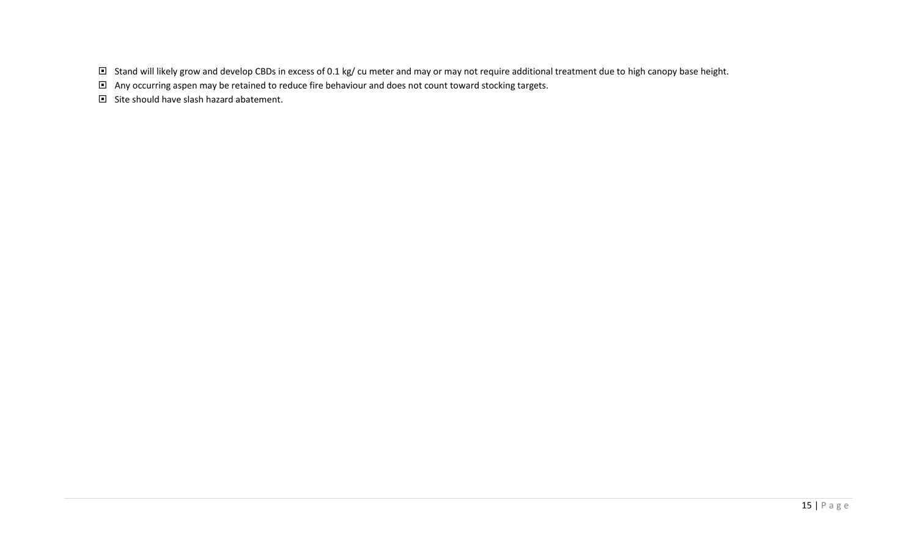- Stand will likely grow and develop CBDs in excess of 0.1 kg/ cu meter and may or may not require additional treatment due to high canopy base height.
- Any occurring aspen may be retained to reduce fire behaviour and does not count toward stocking targets.
- Site should have slash hazard abatement.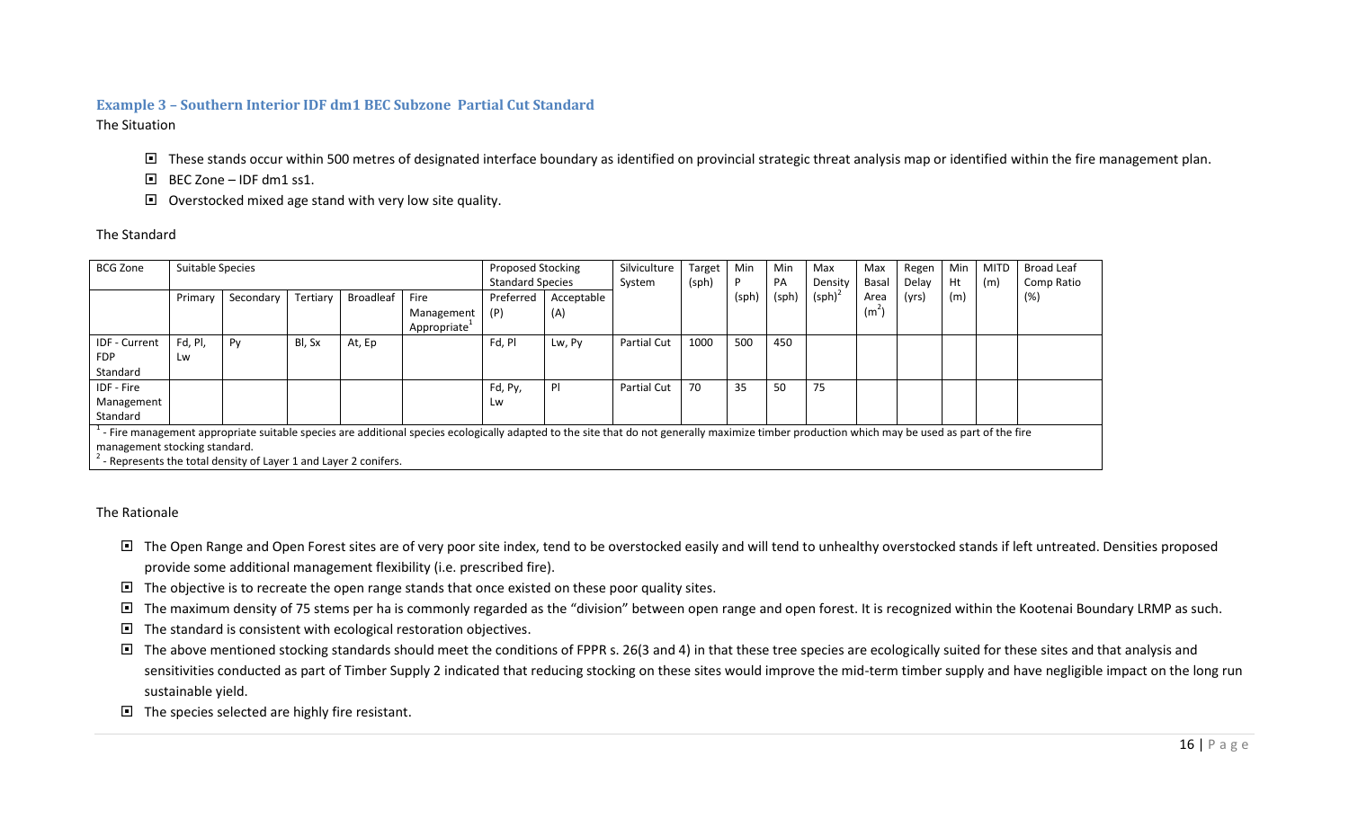### Example 3 – Southern Interior IDF dm1 BEC Subzone Partial Cut Standard

The Situation

- These stands occur within 500 metres of designated interface boundary as identified on provincial strategic threat analysis map or identified within the fire management plan.
- BEC Zone – IDF dm1 ss1.
- Overstocked mixed age stand with very low site quality.

The Standard

| BCG Zone | Suitable Species | | | | | Proposed Stocking Standard Species | | Silviculture System | Target (sph) | Min P (sph) | Min PA (sph) | Max Density (sph)[2] | Max Basal Area ($m^2$) | Regen Delay (yrs) | Min Ht (m) | MITD (m) | Broad Leaf Comp Ratio (%) |
|---|---|---|---|---|---|---|---|---|---|---|---|---|---|---|---|---|---|
| | Primary | Secondary | Tertiary | Broadleaf | Fire Management Appropriate[1] | Preferred (P) | Acceptable (A) | | | | | | | | | | |
| IDF - Current FDP Standard | Fd, Pl, Lw | Py | Bl, Sx | At, Ep | | Fd, Pl | Lw, Py | Partial Cut | 1000 | 500 | 450 | | | | | | |
| IDF - Fire Management Standard | | | | | | Fd, Py, Lw | Pl | Partial Cut | 70 | 35 | 50 | 75 | | | | | |

[1] - Fire management appropriate suitable species are additional species ecologically adapted to the site that do not generally maximize timber production which may be used as part of the fire management stocking standard.
[2] - Represents the total density of Layer 1 and Layer 2 conifers.

The Rationale

- The Open Range and Open Forest sites are of very poor site index, tend to be overstocked easily and will tend to unhealthy overstocked stands if left untreated. Densities proposed provide some additional management flexibility (i.e. prescribed fire).
- The objective is to recreate the open range stands that once existed on these poor quality sites.
- The maximum density of 75 stems per ha is commonly regarded as the "division" between open range and open forest. It is recognized within the Kootenai Boundary LRMP as such.
- The standard is consistent with ecological restoration objectives.
- The above mentioned stocking standards should meet the conditions of FPPR s. 26(3 and 4) in that these tree species are ecologically suited for these sites and that analysis and sensitivities conducted as part of Timber Supply 2 indicated that reducing stocking on these sites would improve the mid-term timber supply and have negligible impact on the long run sustainable yield.
- The species selected are highly fire resistant.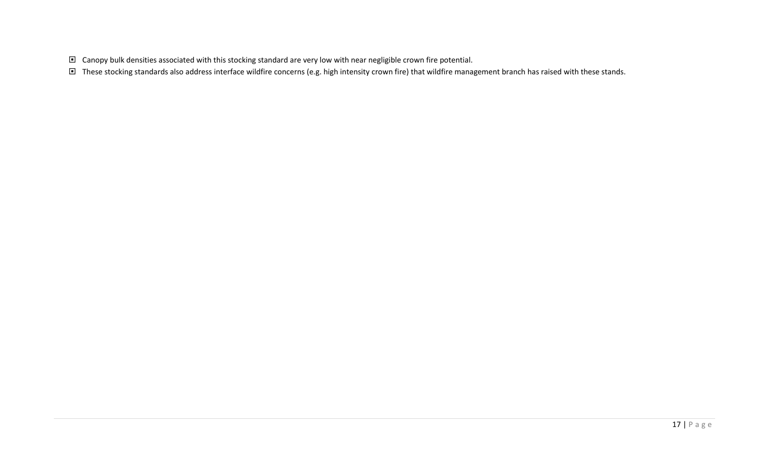- Canopy bulk densities associated with this stocking standard are very low with near negligible crown fire potential.
- These stocking standards also address interface wildfire concerns (e.g. high intensity crown fire) that wildfire management branch has raised with these stands.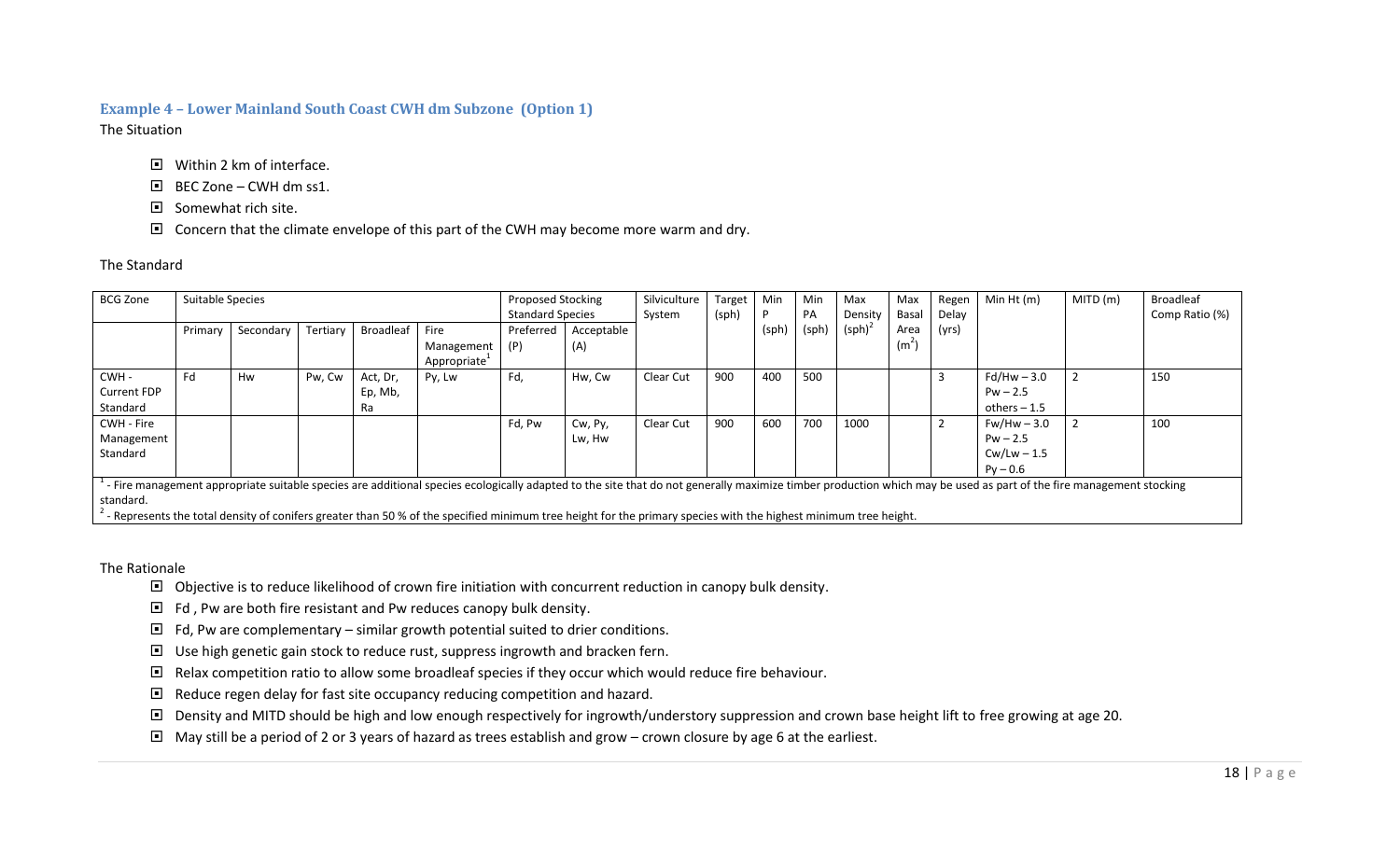### Example 4 – Lower Mainland South Coast CWH dm Subzone (Option 1)

The Situation

- Within 2 km of interface.
- BEC Zone – CWH dm ss1.
- Somewhat rich site.
- Concern that the climate envelope of this part of the CWH may become more warm and dry.

The Standard

| BCG Zone | Suitable Species | | | | | Proposed Stocking Standard Species | | Silviculture System | Target (sph) | Min P (sph) | Min PA (sph) | Max Density (sph)[2] | Max Basal Area ($m^2$) | Regen Delay (yrs) | Min Ht (m) | MITD (m) | Broadleaf Comp Ratio (%) |
|---|---|---|---|---|---|---|---|---|---|---|---|---|---|---|---|---|---|
| | Primary | Secondary | Tertiary | Broadleaf | Fire Management Appropriate[1] | Preferred (P) | Acceptable (A) | | | | | | | | | | |
| CWH - Current FDP Standard | Fd | Hw | Pw, Cw | Act, Dr, Ep, Mb, Ra | Py, Lw | Fd, | Hw, Cw | Clear Cut | 900 | 400 | 500 | | | 3 | Fd/Hw – 3.0<br>Pw – 2.5<br>others – 1.5 | 2 | 150 |
| CWH - Fire Management Standard | | | | | | Fd, Pw | Cw, Py, Lw, Hw | Clear Cut | 900 | 600 | 700 | 1000 | | 2 | Fw/Hw – 3.0<br>Pw – 2.5<br>Cw/Lw – 1.5<br>Py – 0.6 | 2 | 100 |

[1] - Fire management appropriate suitable species are additional species ecologically adapted to the site that do not generally maximize timber production which may be used as part of the fire management stocking standard.
[2] - Represents the total density of conifers greater than 50 % of the specified minimum tree height for the primary species with the highest minimum tree height.

The Rationale

- Objective is to reduce likelihood of crown fire initiation with concurrent reduction in canopy bulk density.
- Fd , Pw are both fire resistant and Pw reduces canopy bulk density.
- Fd, Pw are complementary – similar growth potential suited to drier conditions.
- Use high genetic gain stock to reduce rust, suppress ingrowth and bracken fern.
- Relax competition ratio to allow some broadleaf species if they occur which would reduce fire behaviour.
- Reduce regen delay for fast site occupancy reducing competition and hazard.
- Density and MITD should be high and low enough respectively for ingrowth/understory suppression and crown base height lift to free growing at age 20.
- May still be a period of 2 or 3 years of hazard as trees establish and grow – crown closure by age 6 at the earliest.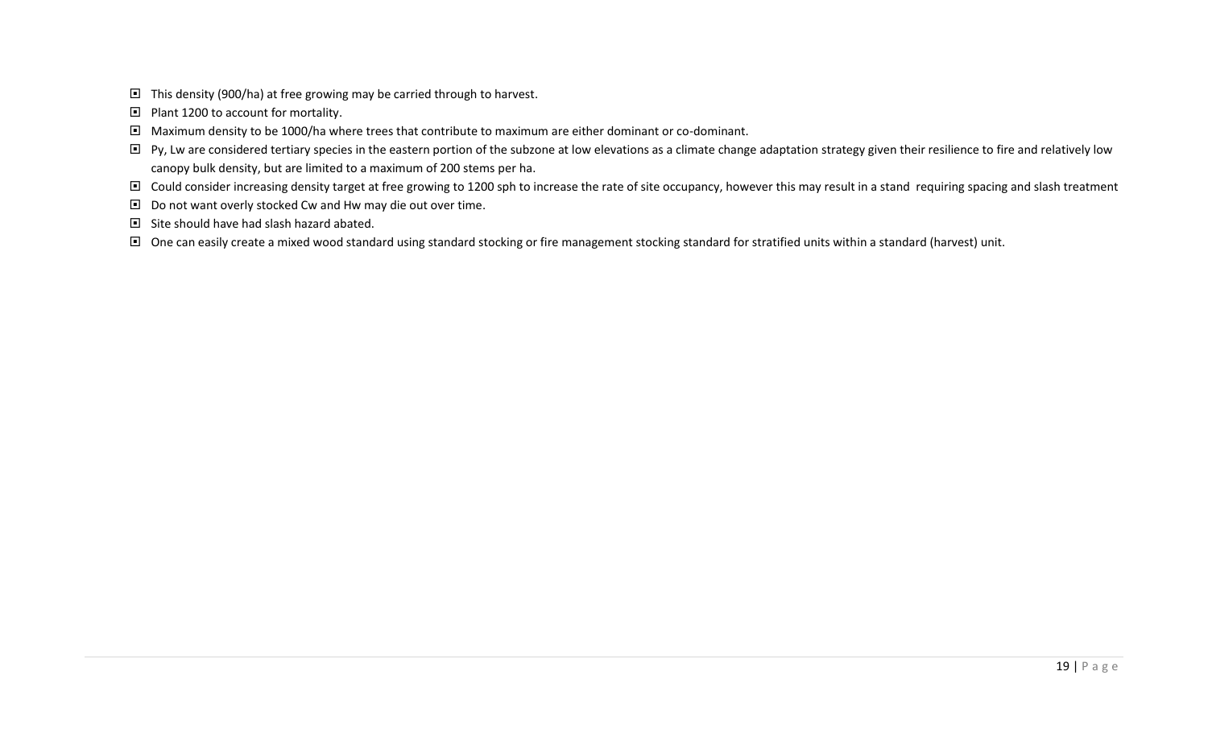- This density (900/ha) at free growing may be carried through to harvest.
- Plant 1200 to account for mortality.
- Maximum density to be 1000/ha where trees that contribute to maximum are either dominant or co-dominant.
- Py, Lw are considered tertiary species in the eastern portion of the subzone at low elevations as a climate change adaptation strategy given their resilience to fire and relatively low canopy bulk density, but are limited to a maximum of 200 stems per ha.
- Could consider increasing density target at free growing to 1200 sph to increase the rate of site occupancy, however this may result in a stand requiring spacing and slash treatment
- Do not want overly stocked Cw and Hw may die out over time.
- Site should have had slash hazard abated.
- One can easily create a mixed wood standard using standard stocking or fire management stocking standard for stratified units within a standard (harvest) unit.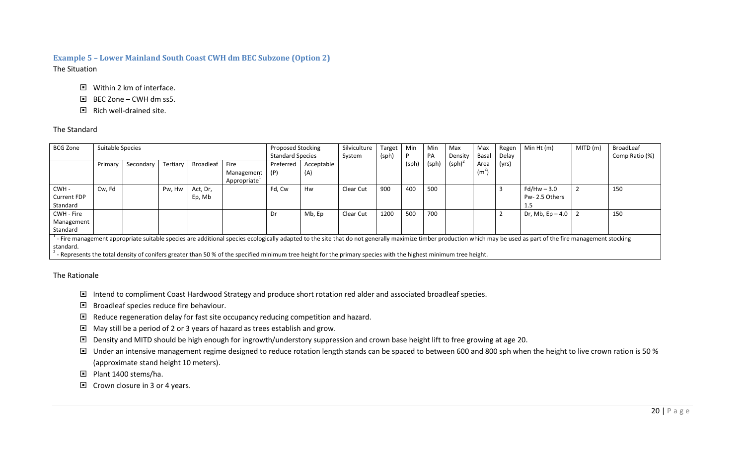### Example 5 – Lower Mainland South Coast CWH dm BEC Subzone (Option 2)

The Situation

- Within 2 km of interface.
- BEC Zone – CWH dm ss5.
- Rich well-drained site.

The Standard

| BCG Zone | Suitable Species | | | | | Proposed Stocking Standard Species | | Silviculture System | Target (sph) | Min P (sph) | Min PA (sph) | Max Density (sph)[2] | Max Basal Area ($m^2$) | Regen Delay (yrs) | Min Ht (m) | MITD (m) | BroadLeaf Comp Ratio (%) |
|---|---|---|---|---|---|---|---|---|---|---|---|---|---|---|---|---|---|
| | Primary | Secondary | Tertiary | Broadleaf | Fire Management Appropriate[1] | Preferred (P) | Acceptable (A) | | | | | | | | | | |
| CWH - Current FDP Standard | Cw, Fd | | Pw, Hw | Act, Dr, Ep, Mb | | Fd, Cw | Hw | Clear Cut | 900 | 400 | 500 | | | 3 | Fd/Hw – 3.0 Pw- 2.5 Others 1.5 | 2 | 150 |
| CWH - Fire Management Standard | | | | | | Dr | Mb, Ep | Clear Cut | 1200 | 500 | 700 | | | 2 | Dr, Mb, Ep – 4.0 | 2 | 150 |

[1] - Fire management appropriate suitable species are additional species ecologically adapted to the site that do not generally maximize timber production which may be used as part of the fire management stocking standard.

[2] - Represents the total density of conifers greater than 50 % of the specified minimum tree height for the primary species with the highest minimum tree height.

The Rationale

- Intend to compliment Coast Hardwood Strategy and produce short rotation red alder and associated broadleaf species.
- Broadleaf species reduce fire behaviour.
- Reduce regeneration delay for fast site occupancy reducing competition and hazard.
- May still be a period of 2 or 3 years of hazard as trees establish and grow.
- Density and MITD should be high enough for ingrowth/understory suppression and crown base height lift to free growing at age 20.
- Under an intensive management regime designed to reduce rotation length stands can be spaced to between 600 and 800 sph when the height to live crown ration is 50 % (approximate stand height 10 meters).
- Plant 1400 stems/ha.
- Crown closure in 3 or 4 years.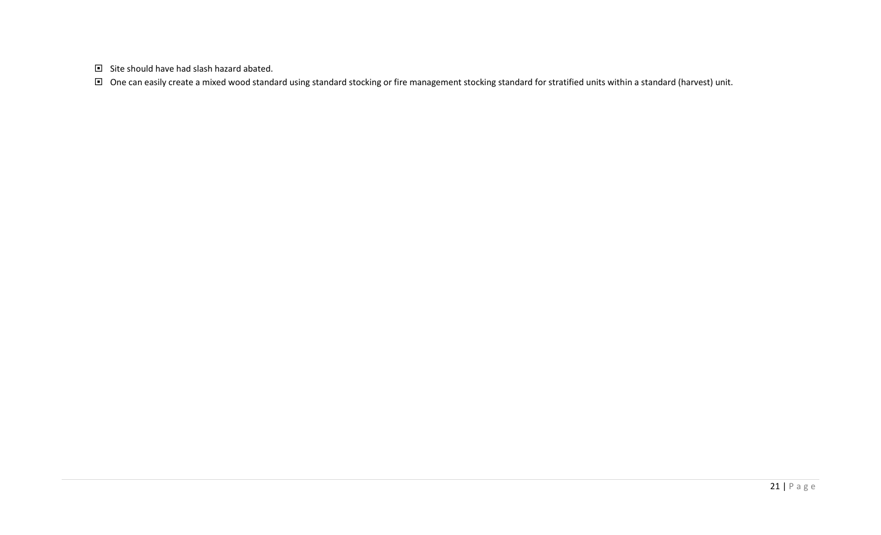- Site should have had slash hazard abated.
- One can easily create a mixed wood standard using standard stocking or fire management stocking standard for stratified units within a standard (harvest) unit.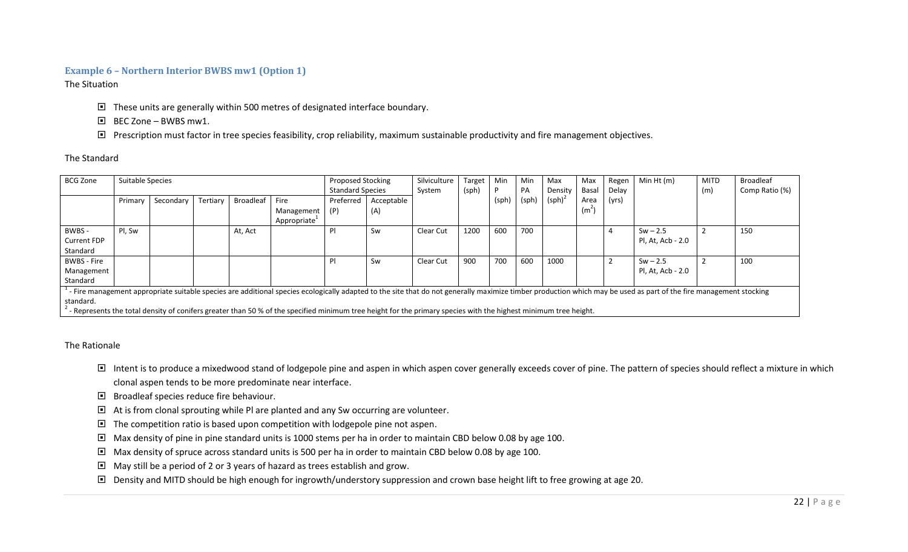### Example 6 – Northern Interior BWBS mw1 (Option 1)

The Situation

- These units are generally within 500 metres of designated interface boundary.
- BEC Zone – BWBS mw1.
- Prescription must factor in tree species feasibility, crop reliability, maximum sustainable productivity and fire management objectives.

The Standard

| BCG Zone | Suitable Species | | | | | Proposed Stocking Standard Species | | Silviculture System | Target (sph) | Min P | Min PA | Max Density | Max Basal Area | Regen Delay | Min Ht (m) | MITD (m) | Broadleaf Comp Ratio (%) |
|---|---|---|---|---|---|---|---|---|---|---|---|---|---|---|---|---|---|
| | Primary | Secondary | Tertiary | Broadleaf | Fire Management Appropriate[1] | Preferred (P) | Acceptable (A) | | | (sph) | (sph) | (sph)[2] | ($m^2$) | (yrs) | | | |
| BWBS - Current FDP Standard | Pl, Sw | | | At, Act | | Pl | Sw | Clear Cut | 1200 | 600 | 700 | | | 4 | Sw – 2.5 Pl, At, Acb - 2.0 | 2 | 150 |
| BWBS - Fire Management Standard | | | | | | Pl | Sw | Clear Cut | 900 | 700 | 600 | 1000 | | 2 | Sw – 2.5 Pl, At, Acb - 2.0 | 2 | 100 |

[1] - Fire management appropriate suitable species are additional species ecologically adapted to the site that do not generally maximize timber production which may be used as part of the fire management stocking standard.
[2] - Represents the total density of conifers greater than 50 % of the specified minimum tree height for the primary species with the highest minimum tree height.

The Rationale

- Intent is to produce a mixedwood stand of lodgepole pine and aspen in which aspen cover generally exceeds cover of pine. The pattern of species should reflect a mixture in which clonal aspen tends to be more predominate near interface.
- Broadleaf species reduce fire behaviour.
- At is from clonal sprouting while Pl are planted and any Sw occurring are volunteer.
- The competition ratio is based upon competition with lodgepole pine not aspen.
- Max density of pine in pine standard units is 1000 stems per ha in order to maintain CBD below 0.08 by age 100.
- Max density of spruce across standard units is 500 per ha in order to maintain CBD below 0.08 by age 100.
- May still be a period of 2 or 3 years of hazard as trees establish and grow.
- Density and MITD should be high enough for ingrowth/understory suppression and crown base height lift to free growing at age 20.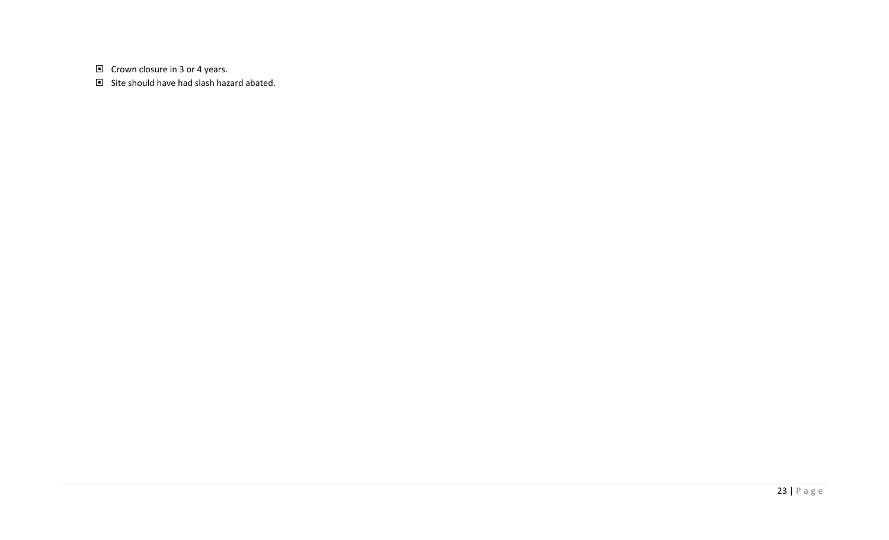- Crown closure in 3 or 4 years.
- Site should have had slash hazard abated.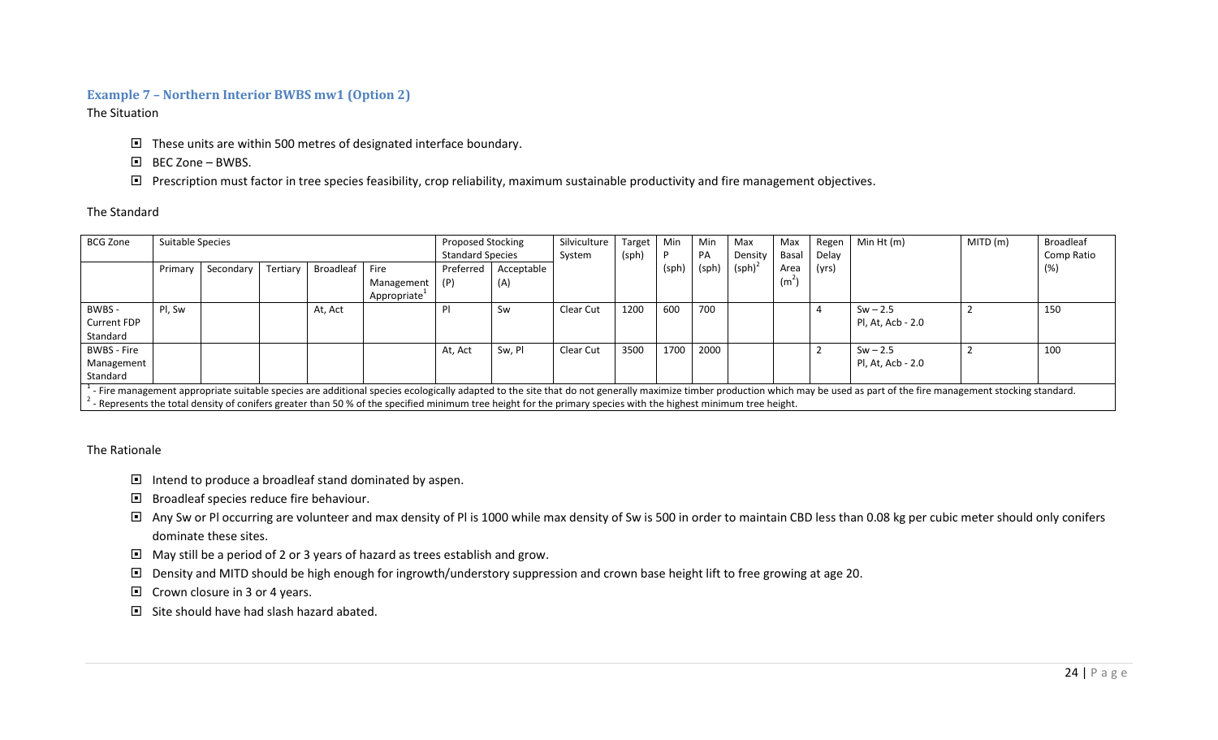### Example 7 – Northern Interior BWBS mw1 (Option 2)

The Situation

- These units are within 500 metres of designated interface boundary.
- BEC Zone – BWBS.
- Prescription must factor in tree species feasibility, crop reliability, maximum sustainable productivity and fire management objectives.

The Standard

| BCG Zone | Suitable Species | | | | | Proposed Stocking Standard Species | | Silviculture System | Target (sph) | Min P (sph) | Min PA (sph) | Max Density (sph)[2] | Max Basal Area ($m^2$) | Regen Delay (yrs) | Min Ht (m) | MITD (m) | Broadleaf Comp Ratio (%) |
|---|---|---|---|---|---|---|---|---|---|---|---|---|---|---|---|---|---|
| | Primary | Secondary | Tertiary | Broadleaf | Fire Management Appropriate[1] | Preferred (P) | Acceptable (A) | | | | | | | | | | |
| BWBS - Current FDP Standard | Pl, Sw | | | At, Act | | Pl | Sw | Clear Cut | 1200 | 600 | 700 | | | 4 | Sw – 2.5 Pl, At, Acb - 2.0 | 2 | 150 |
| BWBS - Fire Management Standard | | | | | | At, Act | Sw, Pl | Clear Cut | 3500 | 1700 | 2000 | | | 2 | Sw – 2.5 Pl, At, Acb - 2.0 | 2 | 100 |

[1] - Fire management appropriate suitable species are additional species ecologically adapted to the site that do not generally maximize timber production which may be used as part of the fire management stocking standard.
[2] - Represents the total density of conifers greater than 50 % of the specified minimum tree height for the primary species with the highest minimum tree height.

The Rationale

- Intend to produce a broadleaf stand dominated by aspen.
- Broadleaf species reduce fire behaviour.
- Any Sw or Pl occurring are volunteer and max density of Pl is 1000 while max density of Sw is 500 in order to maintain CBD less than 0.08 kg per cubic meter should only conifers dominate these sites.
- May still be a period of 2 or 3 years of hazard as trees establish and grow.
- Density and MITD should be high enough for ingrowth/understory suppression and crown base height lift to free growing at age 20.
- Crown closure in 3 or 4 years.
- Site should have had slash hazard abated.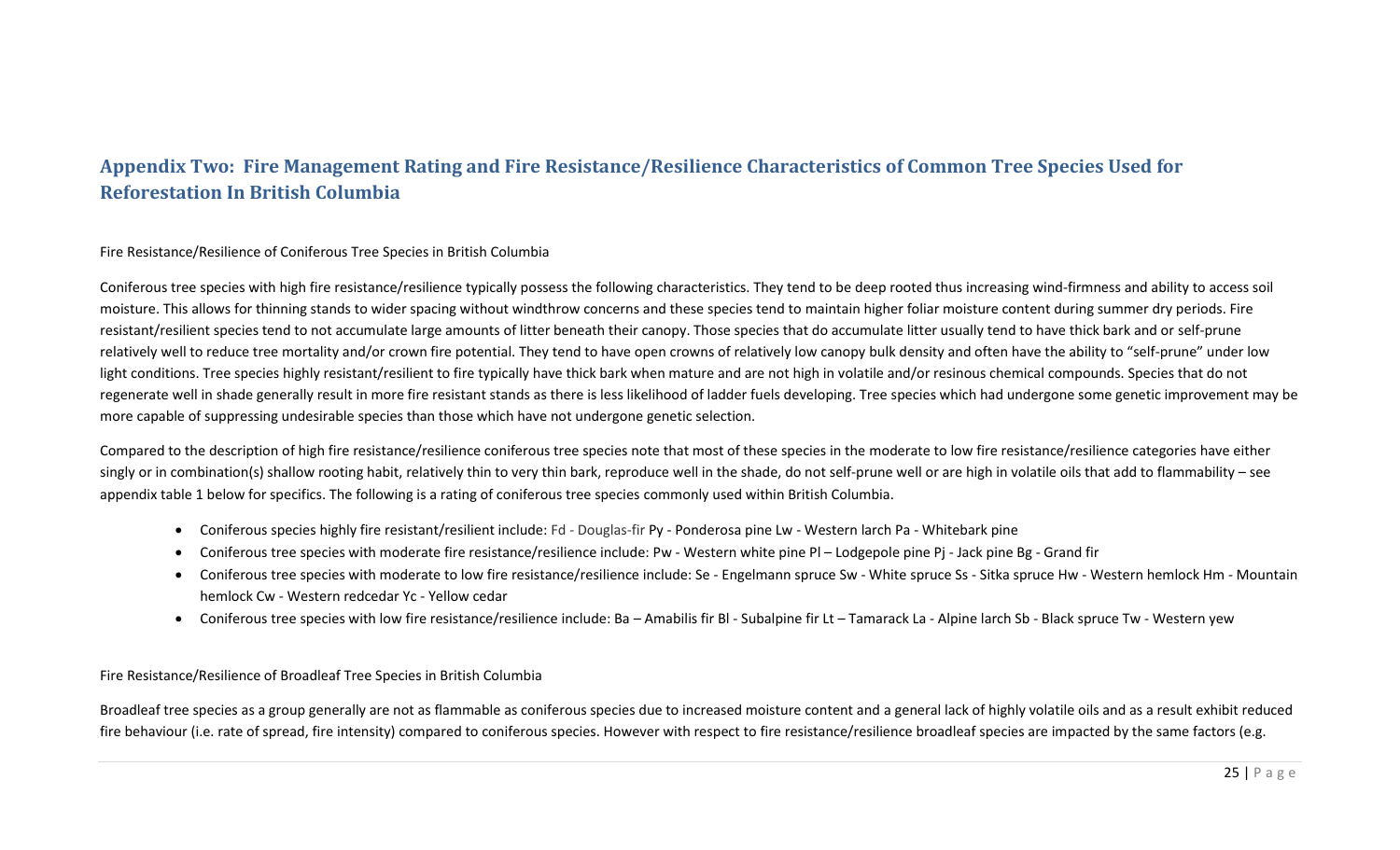## Appendix Two: Fire Management Rating and Fire Resistance/Resilience Characteristics of Common Tree Species Used for Reforestation In British Columbia

Fire Resistance/Resilience of Coniferous Tree Species in British Columbia

Coniferous tree species with high fire resistance/resilience typically possess the following characteristics. They tend to be deep rooted thus increasing wind-firmness and ability to access soil moisture. This allows for thinning stands to wider spacing without windthrow concerns and these species tend to maintain higher foliar moisture content during summer dry periods. Fire resistant/resilient species tend to not accumulate large amounts of litter beneath their canopy. Those species that do accumulate litter usually tend to have thick bark and or self-prune relatively well to reduce tree mortality and/or crown fire potential. They tend to have open crowns of relatively low canopy bulk density and often have the ability to "self-prune" under low light conditions. Tree species highly resistant/resilient to fire typically have thick bark when mature and are not high in volatile and/or resinous chemical compounds. Species that do not regenerate well in shade generally result in more fire resistant stands as there is less likelihood of ladder fuels developing. Tree species which had undergone some genetic improvement may be more capable of suppressing undesirable species than those which have not undergone genetic selection.

Compared to the description of high fire resistance/resilience coniferous tree species note that most of these species in the moderate to low fire resistance/resilience categories have either singly or in combination(s) shallow rooting habit, relatively thin to very thin bark, reproduce well in the shade, do not self-prune well or are high in volatile oils that add to flammability – see appendix table 1 below for specifics. The following is a rating of coniferous tree species commonly used within British Columbia.

- Coniferous species highly fire resistant/resilient include: Fd - Douglas-fir Py - Ponderosa pine Lw - Western larch Pa - Whitebark pine
- Coniferous tree species with moderate fire resistance/resilience include: Pw - Western white pine Pl – Lodgepole pine Pj - Jack pine Bg - Grand fir
- Coniferous tree species with moderate to low fire resistance/resilience include: Se - Engelmann spruce Sw - White spruce Ss - Sitka spruce Hw - Western hemlock Hm - Mountain hemlock Cw - Western redcedar Yc - Yellow cedar
- Coniferous tree species with low fire resistance/resilience include: Ba – Amabilis fir Bl - Subalpine fir Lt – Tamarack La - Alpine larch Sb - Black spruce Tw - Western yew

Fire Resistance/Resilience of Broadleaf Tree Species in British Columbia

Broadleaf tree species as a group generally are not as flammable as coniferous species due to increased moisture content and a general lack of highly volatile oils and as a result exhibit reduced fire behaviour (i.e. rate of spread, fire intensity) compared to coniferous species. However with respect to fire resistance/resilience broadleaf species are impacted by the same factors (e.g.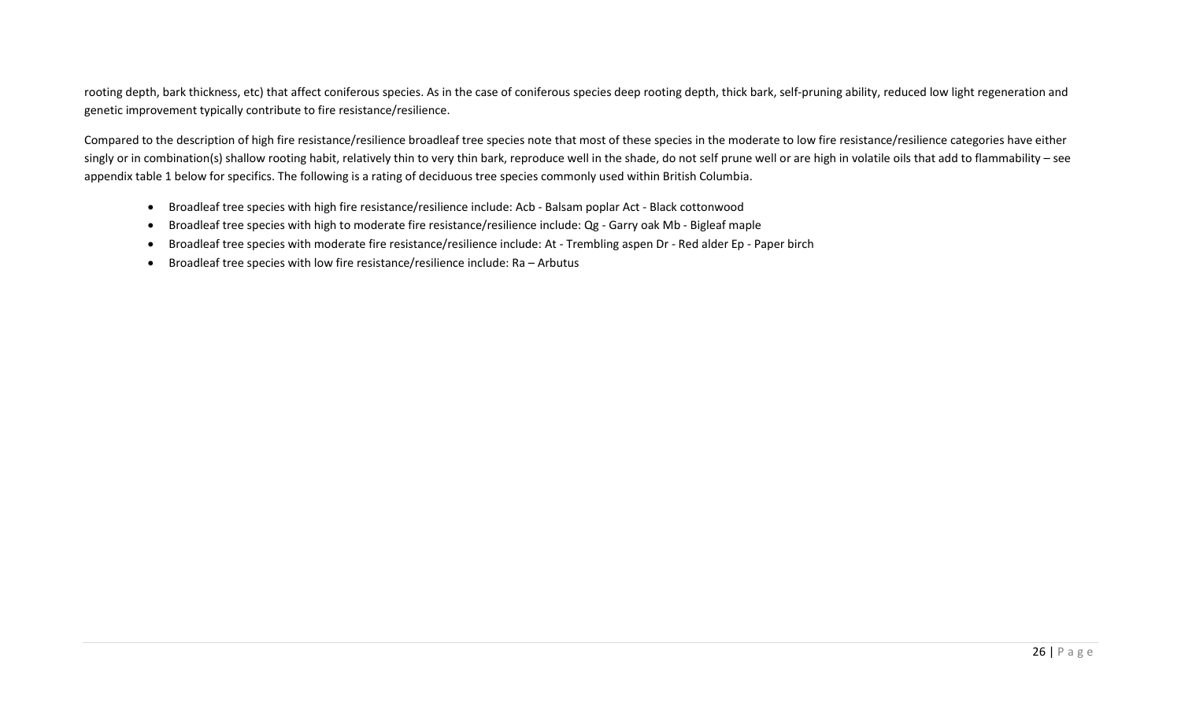rooting depth, bark thickness, etc) that affect coniferous species. As in the case of coniferous species deep rooting depth, thick bark, self-pruning ability, reduced low light regeneration and genetic improvement typically contribute to fire resistance/resilience.

Compared to the description of high fire resistance/resilience broadleaf tree species note that most of these species in the moderate to low fire resistance/resilience categories have either singly or in combination(s) shallow rooting habit, relatively thin to very thin bark, reproduce well in the shade, do not self prune well or are high in volatile oils that add to flammability – see appendix table 1 below for specifics. The following is a rating of deciduous tree species commonly used within British Columbia.

- Broadleaf tree species with high fire resistance/resilience include: Acb - Balsam poplar Act - Black cottonwood
- Broadleaf tree species with high to moderate fire resistance/resilience include: Qg - Garry oak Mb - Bigleaf maple
- Broadleaf tree species with moderate fire resistance/resilience include: At - Trembling aspen Dr - Red alder Ep - Paper birch
- Broadleaf tree species with low fire resistance/resilience include: Ra – Arbutus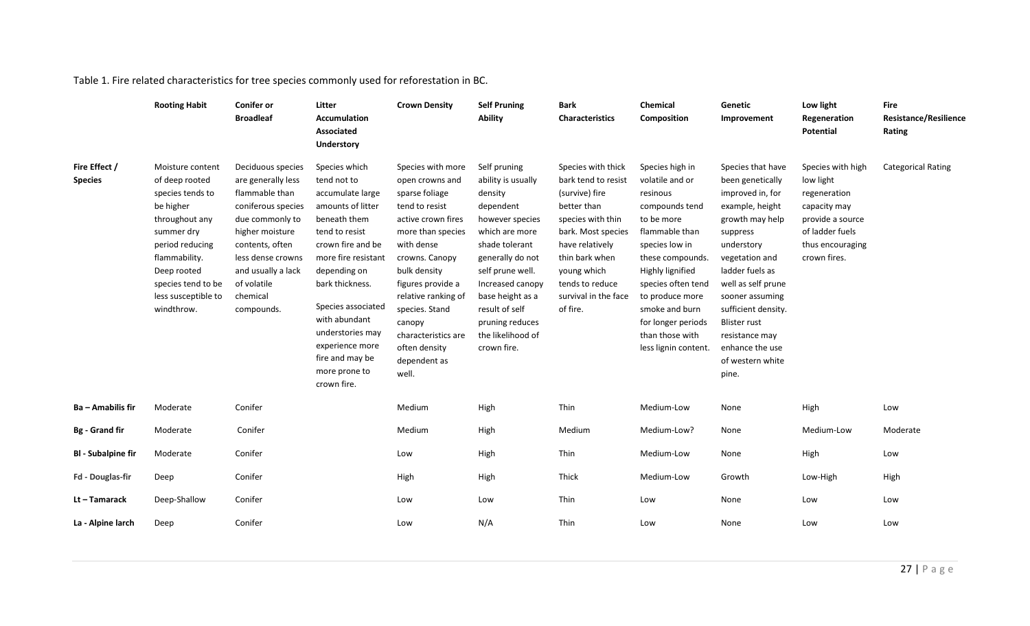Table 1. Fire related characteristics for tree species commonly used for reforestation in BC.

| | Rooting Habit | Conifer or Broadleaf | Litter Accumulation Associated Understory | Crown Density | Self Pruning Ability | Bark Characteristics | Chemical Composition | Genetic Improvement | Low light Regeneration Potential | Fire Resistance/Resilience Rating |
|---|---|---|---|---|---|---|---|---|---|---|
| **Fire Effect / Species** | Moisture content of deep rooted species tends to be higher throughout any summer dry period reducing flammability. Deep rooted species tend to be less susceptible to windthrow. | Deciduous species are generally less flammable than coniferous species due commonly to higher moisture contents, often less dense crowns and usually a lack of volatile chemical compounds. | Species which tend not to accumulate large amounts of litter beneath them tend to resist crown fire and be more fire resistant depending on bark thickness. Species associated with abundant understories may experience more fire and may be more prone to crown fire. | Species with more open crowns and sparse foliage tend to resist active crown fires more than species with dense crowns. Canopy bulk density figures provide a relative ranking of species. Stand canopy characteristics are often density dependent as well. | Self pruning ability is usually density dependent however species which are more shade tolerant generally do not self prune well. Increased canopy base height as a result of self pruning reduces the likelihood of crown fire. | Species with thick bark tend to resist (survive) fire better than species with thin bark. Most species have relatively thin bark when young which tends to reduce survival in the face of fire. | Species high in volatile and or resinous compounds tend to be more flammable than species low in these compounds. Highly lignified species often tend to produce more smoke and burn for longer periods than those with less lignin content. | Species that have been genetically improved in, for example, height growth may help suppress understory vegetation and ladder fuels as well as self prune sooner assuming sufficient density. Blister rust resistance may enhance the use of western white pine. | Species with high low light regeneration capacity may provide a source of ladder fuels thus encouraging crown fires. | Categorical Rating |
| **Ba – Amabilis fir** | Moderate | Conifer | | Medium | High | Thin | Medium-Low | None | High | Low |
| **Bg - Grand fir** | Moderate | Conifer | | Medium | High | Medium | Medium-Low? | None | Medium-Low | Moderate |
| **Bl - Subalpine fir** | Moderate | Conifer | | Low | High | Thin | Medium-Low | None | High | Low |
| **Fd - Douglas-fir** | Deep | Conifer | | High | High | Thick | Medium-Low | Growth | Low-High | High |
| **Lt – Tamarack** | Deep-Shallow | Conifer | | Low | Low | Thin | Low | None | Low | Low |
| **La - Alpine larch** | Deep | Conifer | | Low | N/A | Thin | Low | None | Low | Low |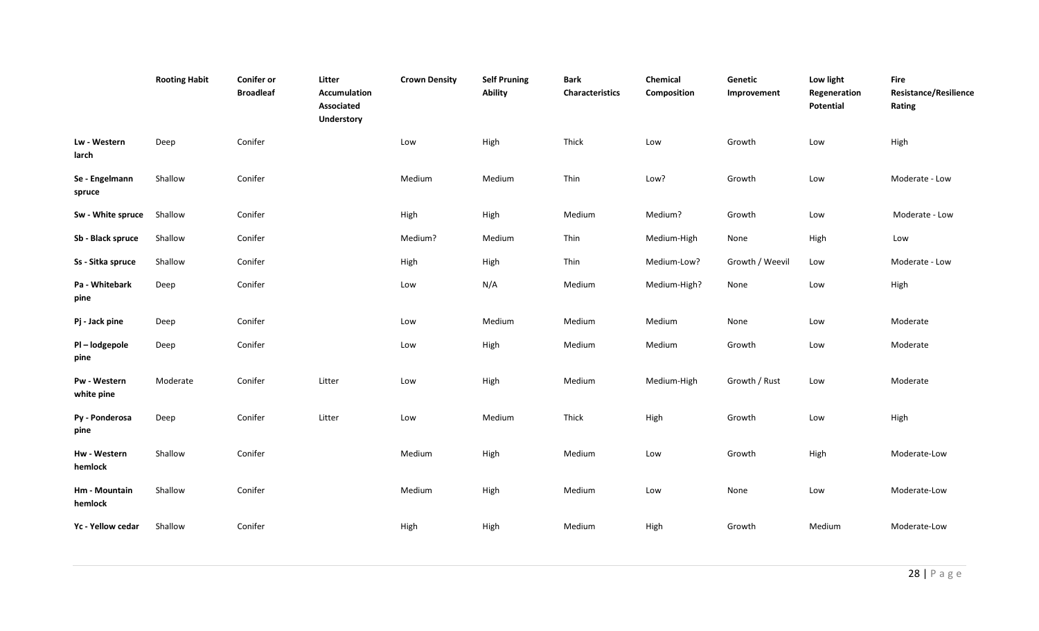| | Rooting Habit | Conifer or Broadleaf | Litter Accumulation Associated Understory | Crown Density | Self Pruning Ability | Bark Characteristics | Chemical Composition | Genetic Improvement | Low light Regeneration Potential | Fire Resistance/Resilience Rating |
|---|---|---|---|---|---|---|---|---|---|---|
| **Lw - Western larch** | Deep | Conifer | | Low | High | Thick | Low | Growth | Low | High |
| **Se - Engelmann spruce** | Shallow | Conifer | | Medium | Medium | Thin | Low? | Growth | Low | Moderate - Low |
| **Sw - White spruce** | Shallow | Conifer | | High | High | Medium | Medium? | Growth | Low | Moderate - Low |
| **Sb - Black spruce** | Shallow | Conifer | | Medium? | Medium | Thin | Medium-High | None | High | Low |
| **Ss - Sitka spruce** | Shallow | Conifer | | High | High | Thin | Medium-Low? | Growth / Weevil | Low | Moderate - Low |
| **Pa - Whitebark pine** | Deep | Conifer | | Low | N/A | Medium | Medium-High? | None | Low | High |
| **Pj - Jack pine** | Deep | Conifer | | Low | Medium | Medium | Medium | None | Low | Moderate |
| **Pl – lodgepole pine** | Deep | Conifer | | Low | High | Medium | Medium | Growth | Low | Moderate |
| **Pw - Western white pine** | Moderate | Conifer | Litter | Low | High | Medium | Medium-High | Growth / Rust | Low | Moderate |
| **Py - Ponderosa pine** | Deep | Conifer | Litter | Low | Medium | Thick | High | Growth | Low | High |
| **Hw - Western hemlock** | Shallow | Conifer | | Medium | High | Medium | Low | Growth | High | Moderate-Low |
| **Hm - Mountain hemlock** | Shallow | Conifer | | Medium | High | Medium | Low | None | Low | Moderate-Low |
| **Yc - Yellow cedar** | Shallow | Conifer | | High | High | Medium | High | Growth | Medium | Moderate-Low |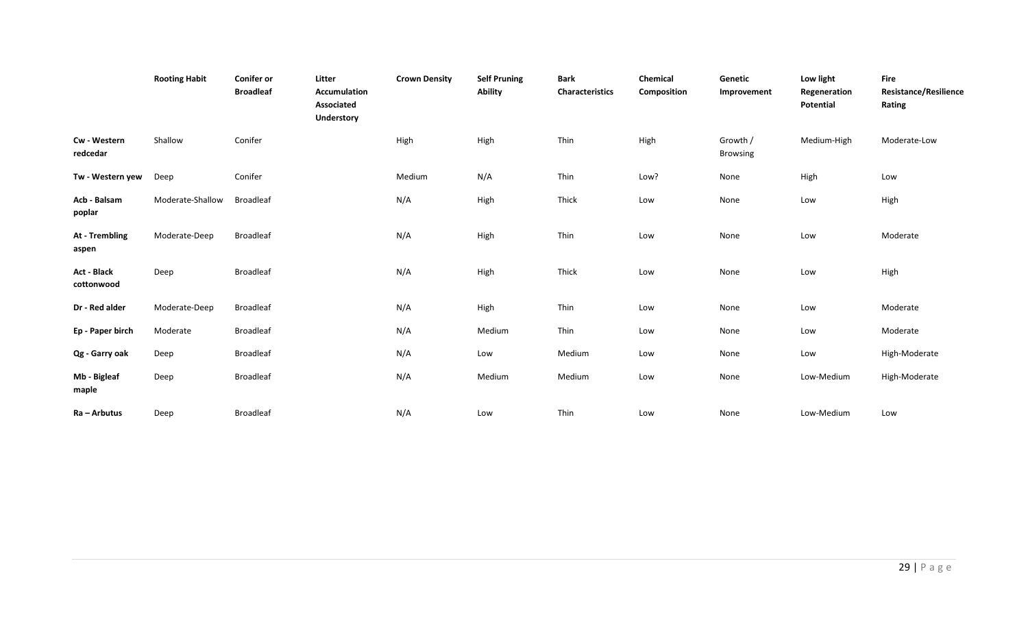| | Rooting Habit | Conifer or Broadleaf | Litter Accumulation Associated Understory | Crown Density | Self Pruning Ability | Bark Characteristics | Chemical Composition | Genetic Improvement | Low light Regeneration Potential | Fire Resistance/Resilience Rating |
|---|---|---|---|---|---|---|---|---|---|---|
| **Cw - Western redcedar** | Shallow | Conifer | | High | High | Thin | High | Growth / Browsing | Medium-High | Moderate-Low |
| **Tw - Western yew** | Deep | Conifer | | Medium | N/A | Thin | Low? | None | High | Low |
| **Acb - Balsam poplar** | Moderate-Shallow | Broadleaf | | N/A | High | Thick | Low | None | Low | High |
| **At - Trembling aspen** | Moderate-Deep | Broadleaf | | N/A | High | Thin | Low | None | Low | Moderate |
| **Act - Black cottonwood** | Deep | Broadleaf | | N/A | High | Thick | Low | None | Low | High |
| **Dr - Red alder** | Moderate-Deep | Broadleaf | | N/A | High | Thin | Low | None | Low | Moderate |
| **Ep - Paper birch** | Moderate | Broadleaf | | N/A | Medium | Thin | Low | None | Low | Moderate |
| **Qg - Garry oak** | Deep | Broadleaf | | N/A | Low | Medium | Low | None | Low | High-Moderate |
| **Mb - Bigleaf maple** | Deep | Broadleaf | | N/A | Medium | Medium | Low | None | Low-Medium | High-Moderate |
| **Ra – Arbutus** | Deep | Broadleaf | | N/A | Low | Thin | Low | None | Low-Medium | Low |